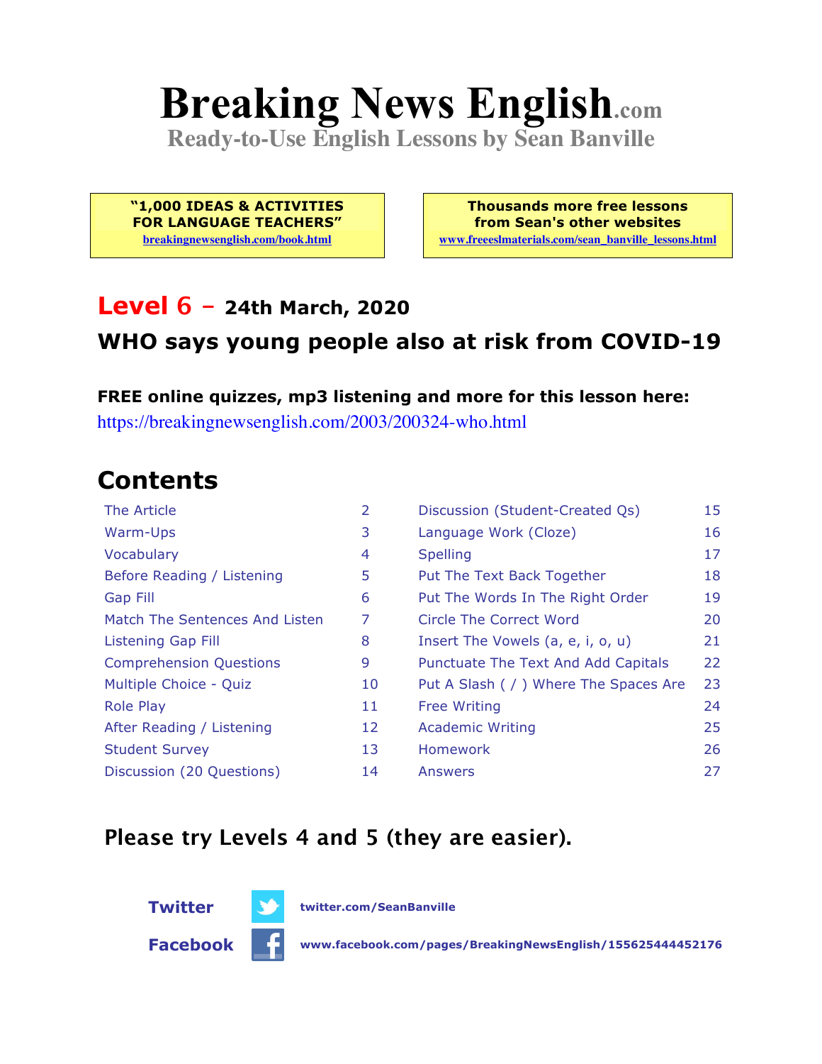# Breaking News English.com

**Ready-to-Use English Lessons by Sean Banville**

**"1,000 IDEAS & ACTIVITIES FOR LANGUAGE TEACHERS"**
breakingnewsenglish.com/book.html

**Thousands more free lessons from Sean's other websites**
www.freeeslmaterials.com/sean_banville_lessons.html

## Level 6 – 24th March, 2020

## WHO says young people also at risk from COVID-19

**FREE online quizzes, mp3 listening and more for this lesson here:**
https://breakingnewsenglish.com/2003/200324-who.html

## Contents

| | | | |
|---|---|---|---|
| The Article | 2 | Discussion (Student-Created Qs) | 15 |
| Warm-Ups | 3 | Language Work (Cloze) | 16 |
| Vocabulary | 4 | Spelling | 17 |
| Before Reading / Listening | 5 | Put The Text Back Together | 18 |
| Gap Fill | 6 | Put The Words In The Right Order | 19 |
| Match The Sentences And Listen | 7 | Circle The Correct Word | 20 |
| Listening Gap Fill | 8 | Insert The Vowels (a, e, i, o, u) | 21 |
| Comprehension Questions | 9 | Punctuate The Text And Add Capitals | 22 |
| Multiple Choice - Quiz | 10 | Put A Slash ( / ) Where The Spaces Are | 23 |
| Role Play | 11 | Free Writing | 24 |
| After Reading / Listening | 12 | Academic Writing | 25 |
| Student Survey | 13 | Homework | 26 |
| Discussion (20 Questions) | 14 | Answers | 27 |

**Please try Levels 4 and 5 (they are easier).**

**Twitter** twitter.com/SeanBanville

**Facebook** www.facebook.com/pages/BreakingNewsEnglish/155625444452176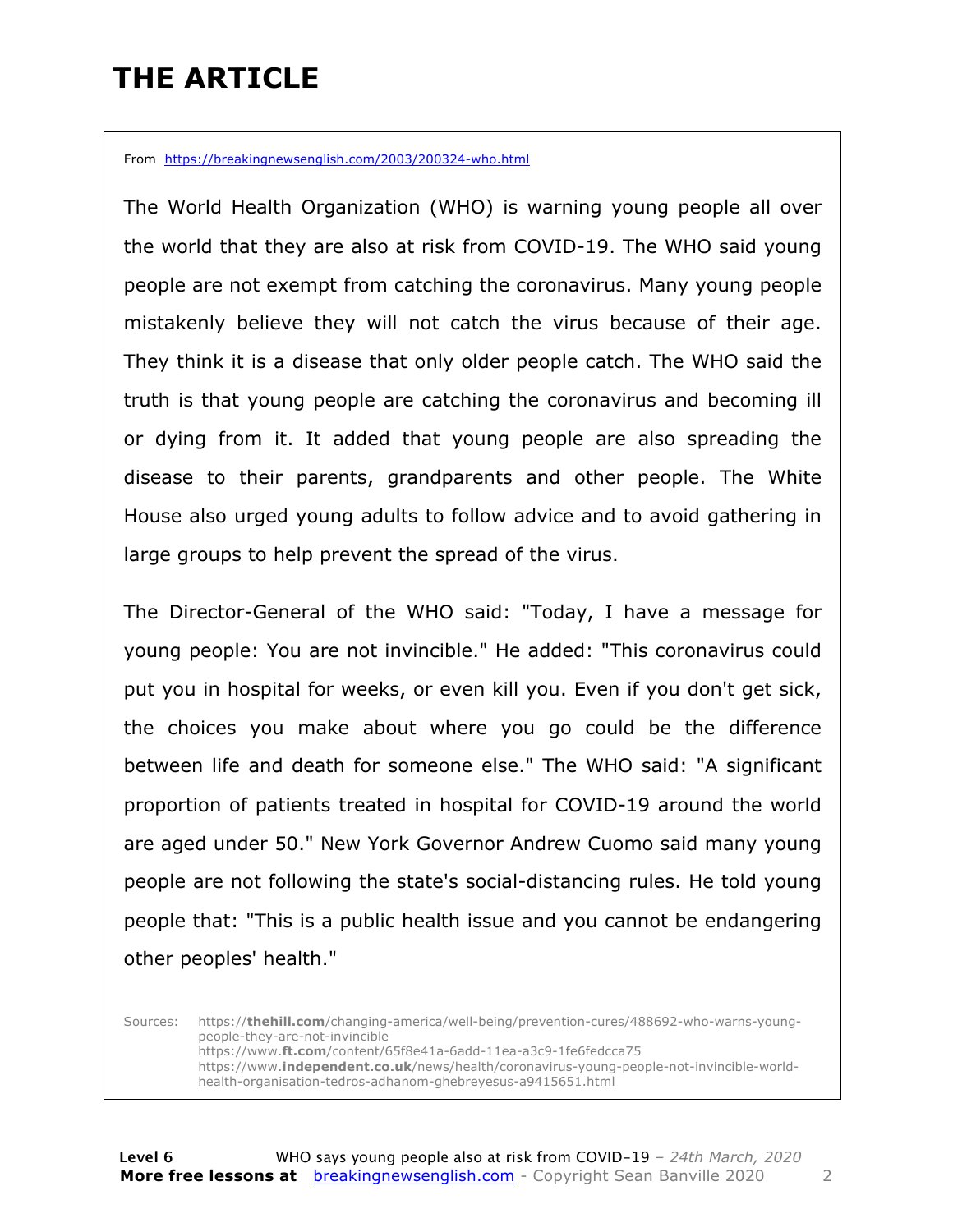# THE ARTICLE

From https://breakingnewsenglish.com/2003/200324-who.html

The World Health Organization (WHO) is warning young people all over the world that they are also at risk from COVID-19. The WHO said young people are not exempt from catching the coronavirus. Many young people mistakenly believe they will not catch the virus because of their age. They think it is a disease that only older people catch. The WHO said the truth is that young people are catching the coronavirus and becoming ill or dying from it. It added that young people are also spreading the disease to their parents, grandparents and other people. The White House also urged young adults to follow advice and to avoid gathering in large groups to help prevent the spread of the virus.

The Director-General of the WHO said: "Today, I have a message for young people: You are not invincible." He added: "This coronavirus could put you in hospital for weeks, or even kill you. Even if you don't get sick, the choices you make about where you go could be the difference between life and death for someone else." The WHO said: "A significant proportion of patients treated in hospital for COVID-19 around the world are aged under 50." New York Governor Andrew Cuomo said many young people are not following the state's social-distancing rules. He told young people that: "This is a public health issue and you cannot be endangering other peoples' health."

Sources:
https://**thehill.com**/changing-america/well-being/prevention-cures/488692-who-warns-young-people-they-are-not-invincible
https://www.**ft.com**/content/65f8e41a-6add-11ea-a3c9-1fe6fedcca75
https://www.**independent.co.uk**/news/health/coronavirus-young-people-not-invincible-world-health-organisation-tedros-adhanom-ghebreyesus-a9415651.html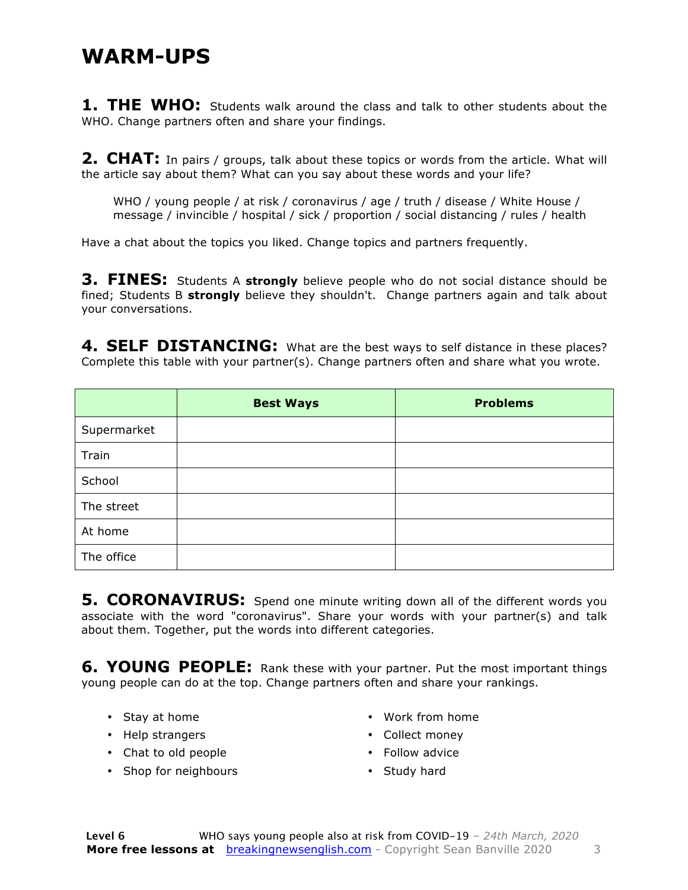# WARM-UPS

**1. THE WHO:** Students walk around the class and talk to other students about the WHO. Change partners often and share your findings.

**2. CHAT:** In pairs / groups, talk about these topics or words from the article. What will the article say about them? What can you say about these words and your life?

> WHO / young people / at risk / coronavirus / age / truth / disease / White House / message / invincible / hospital / sick / proportion / social distancing / rules / health

Have a chat about the topics you liked. Change topics and partners frequently.

**3. FINES:** Students A **strongly** believe people who do not social distance should be fined; Students B **strongly** believe they shouldn't. Change partners again and talk about your conversations.

**4. SELF DISTANCING:** What are the best ways to self distance in these places? Complete this table with your partner(s). Change partners often and share what you wrote.

| | Best Ways | Problems |
|---|---|---|
| Supermarket | | |
| Train | | |
| School | | |
| The street | | |
| At home | | |
| The office | | |

**5. CORONAVIRUS:** Spend one minute writing down all of the different words you associate with the word "coronavirus". Share your words with your partner(s) and talk about them. Together, put the words into different categories.

**6. YOUNG PEOPLE:** Rank these with your partner. Put the most important things young people can do at the top. Change partners often and share your rankings.

- Stay at home
- Help strangers
- Chat to old people
- Shop for neighbours
- Work from home
- Collect money
- Follow advice
- Study hard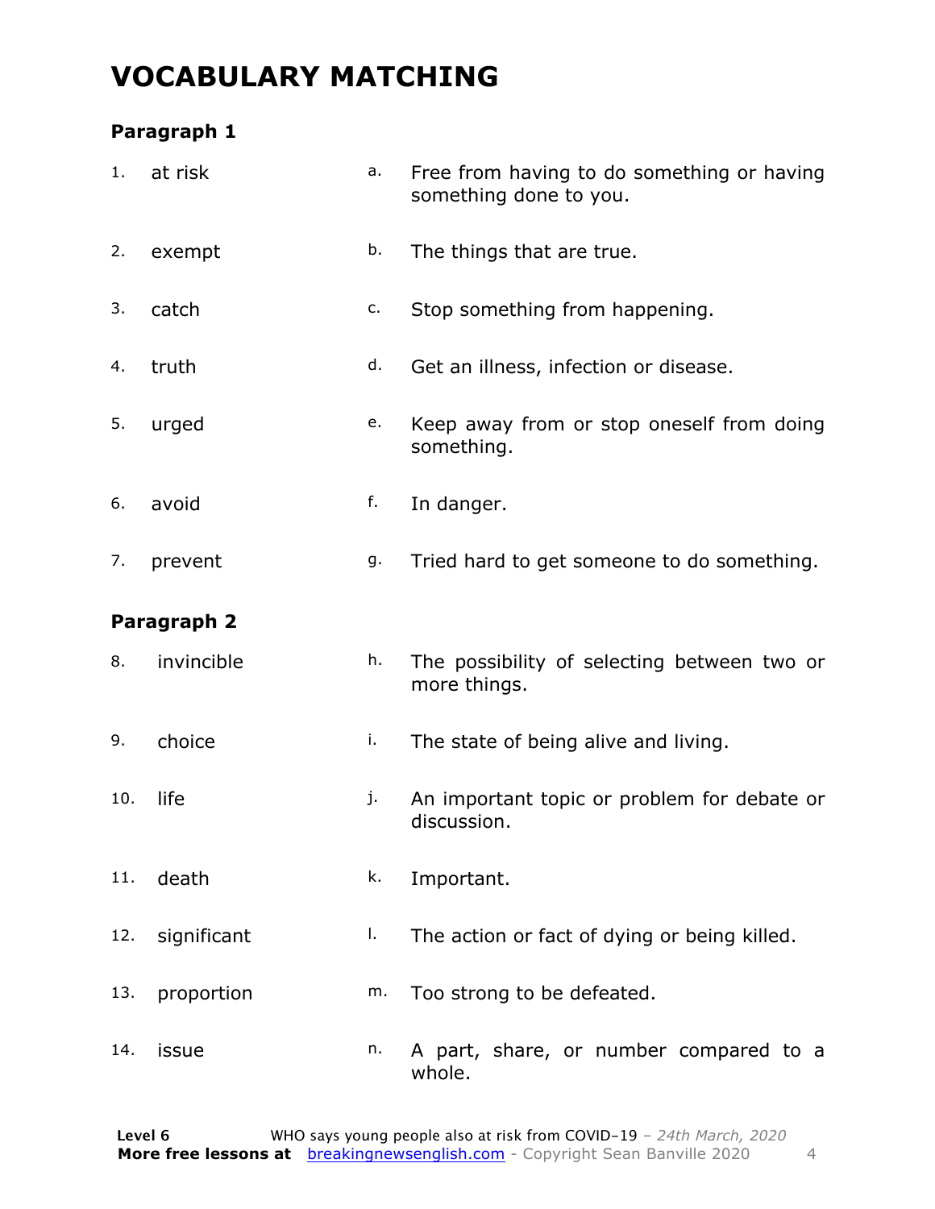# VOCABULARY MATCHING

### Paragraph 1

| | | | |
|---|---|---|---|
| 1. | at risk | a. | Free from having to do something or having something done to you. |
| 2. | exempt | b. | The things that are true. |
| 3. | catch | c. | Stop something from happening. |
| 4. | truth | d. | Get an illness, infection or disease. |
| 5. | urged | e. | Keep away from or stop oneself from doing something. |
| 6. | avoid | f. | In danger. |
| 7. | prevent | g. | Tried hard to get someone to do something. |

### Paragraph 2

| | | | |
|---|---|---|---|
| 8. | invincible | h. | The possibility of selecting between two or more things. |
| 9. | choice | i. | The state of being alive and living. |
| 10. | life | j. | An important topic or problem for debate or discussion. |
| 11. | death | k. | Important. |
| 12. | significant | l. | The action or fact of dying or being killed. |
| 13. | proportion | m. | Too strong to be defeated. |
| 14. | issue | n. | A part, share, or number compared to a whole. |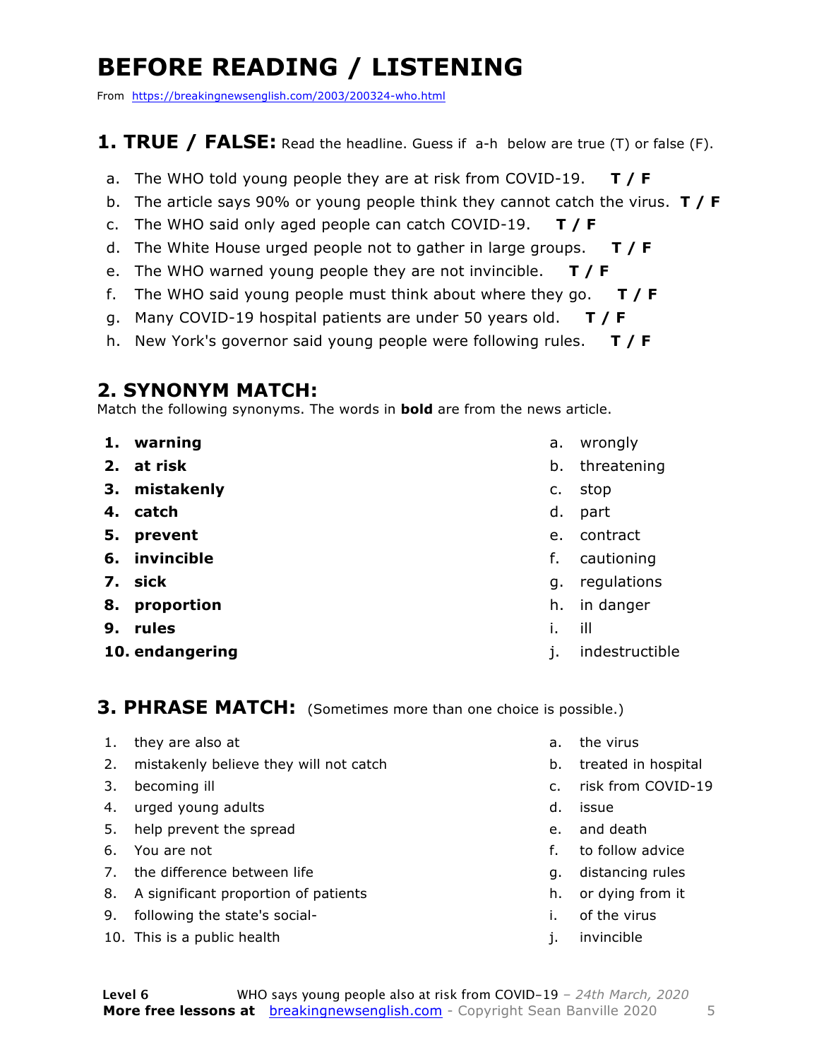# BEFORE READING / LISTENING

From https://breakingnewsenglish.com/2003/200324-who.html

## 1. TRUE / FALSE: Read the headline. Guess if a-h below are true (T) or false (F).

a. The WHO told young people they are at risk from COVID-19. **T / F**
b. The article says 90% or young people think they cannot catch the virus. **T / F**
c. The WHO said only aged people can catch COVID-19. **T / F**
d. The White House urged people not to gather in large groups. **T / F**
e. The WHO warned young people they are not invincible. **T / F**
f. The WHO said young people must think about where they go. **T / F**
g. Many COVID-19 hospital patients are under 50 years old. **T / F**
h. New York's governor said young people were following rules. **T / F**

## 2. SYNONYM MATCH:

Match the following synonyms. The words in **bold** are from the news article.

| | |
|---|---|
| 1. **warning** | a. wrongly |
| 2. **at risk** | b. threatening |
| 3. **mistakenly** | c. stop |
| 4. **catch** | d. part |
| 5. **prevent** | e. contract |
| 6. **invincible** | f. cautioning |
| 7. **sick** | g. regulations |
| 8. **proportion** | h. in danger |
| 9. **rules** | i. ill |
| 10. **endangering** | j. indestructible |

## 3. PHRASE MATCH: (Sometimes more than one choice is possible.)

| | |
|---|---|
| 1. they are also at | a. the virus |
| 2. mistakenly believe they will not catch | b. treated in hospital |
| 3. becoming ill | c. risk from COVID-19 |
| 4. urged young adults | d. issue |
| 5. help prevent the spread | e. and death |
| 6. You are not | f. to follow advice |
| 7. the difference between life | g. distancing rules |
| 8. A significant proportion of patients | h. or dying from it |
| 9. following the state's social- | i. of the virus |
| 10. This is a public health | j. invincible |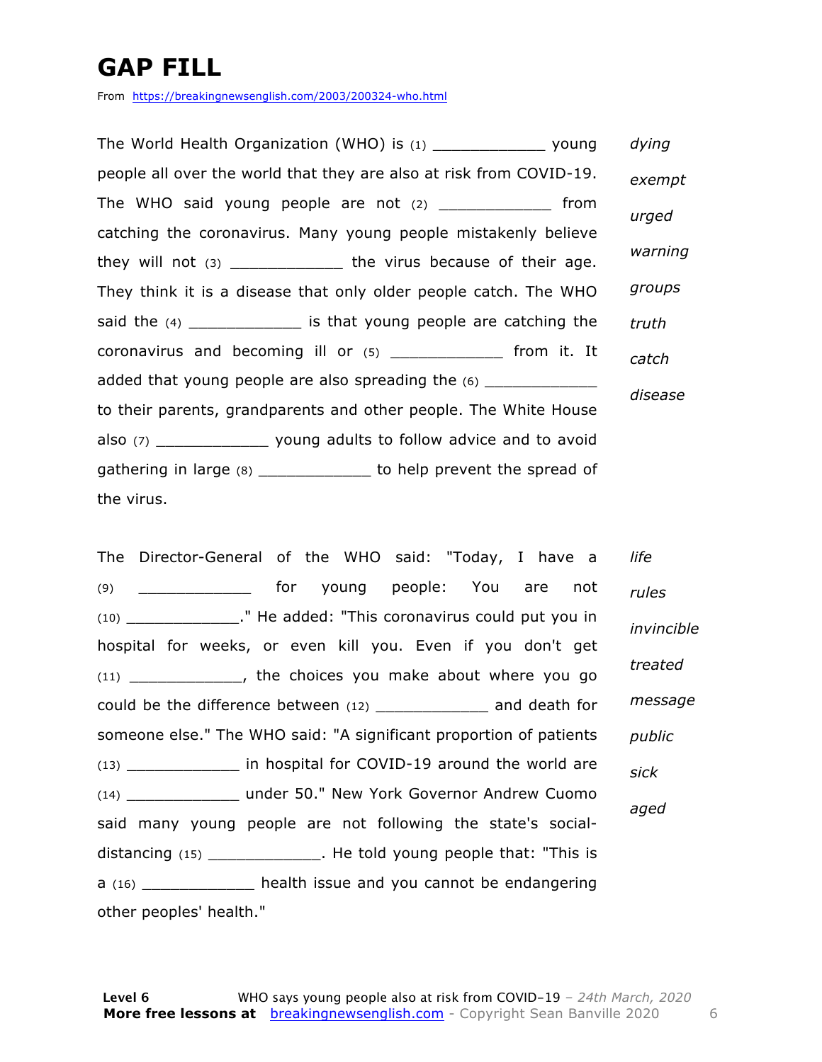# GAP FILL

From https://breakingnewsenglish.com/2003/200324-who.html

The World Health Organization (WHO) is (1) ____________ young people all over the world that they are also at risk from COVID-19. The WHO said young people are not (2) ____________ from catching the coronavirus. Many young people mistakenly believe they will not (3) ____________ the virus because of their age. They think it is a disease that only older people catch. The WHO said the (4) ____________ is that young people are catching the coronavirus and becoming ill or (5) ____________ from it. It added that young people are also spreading the (6) ____________ to their parents, grandparents and other people. The White House also (7) ____________ young adults to follow advice and to avoid gathering in large (8) ____________ to help prevent the spread of the virus.

*dying*
*exempt*
*urged*
*warning*
*groups*
*truth*
*catch*
*disease*

The Director-General of the WHO said: "Today, I have a (9) ____________ for young people: You are not (10) ____________." He added: "This coronavirus could put you in hospital for weeks, or even kill you. Even if you don't get (11) ____________, the choices you make about where you go could be the difference between (12) ____________ and death for someone else." The WHO said: "A significant proportion of patients (13) ____________ in hospital for COVID-19 around the world are (14) ____________ under 50." New York Governor Andrew Cuomo said many young people are not following the state's social-distancing (15) ____________. He told young people that: "This is a (16) ____________ health issue and you cannot be endangering other peoples' health."

*life*
*rules*
*invincible*
*treated*
*message*
*public*
*sick*
*aged*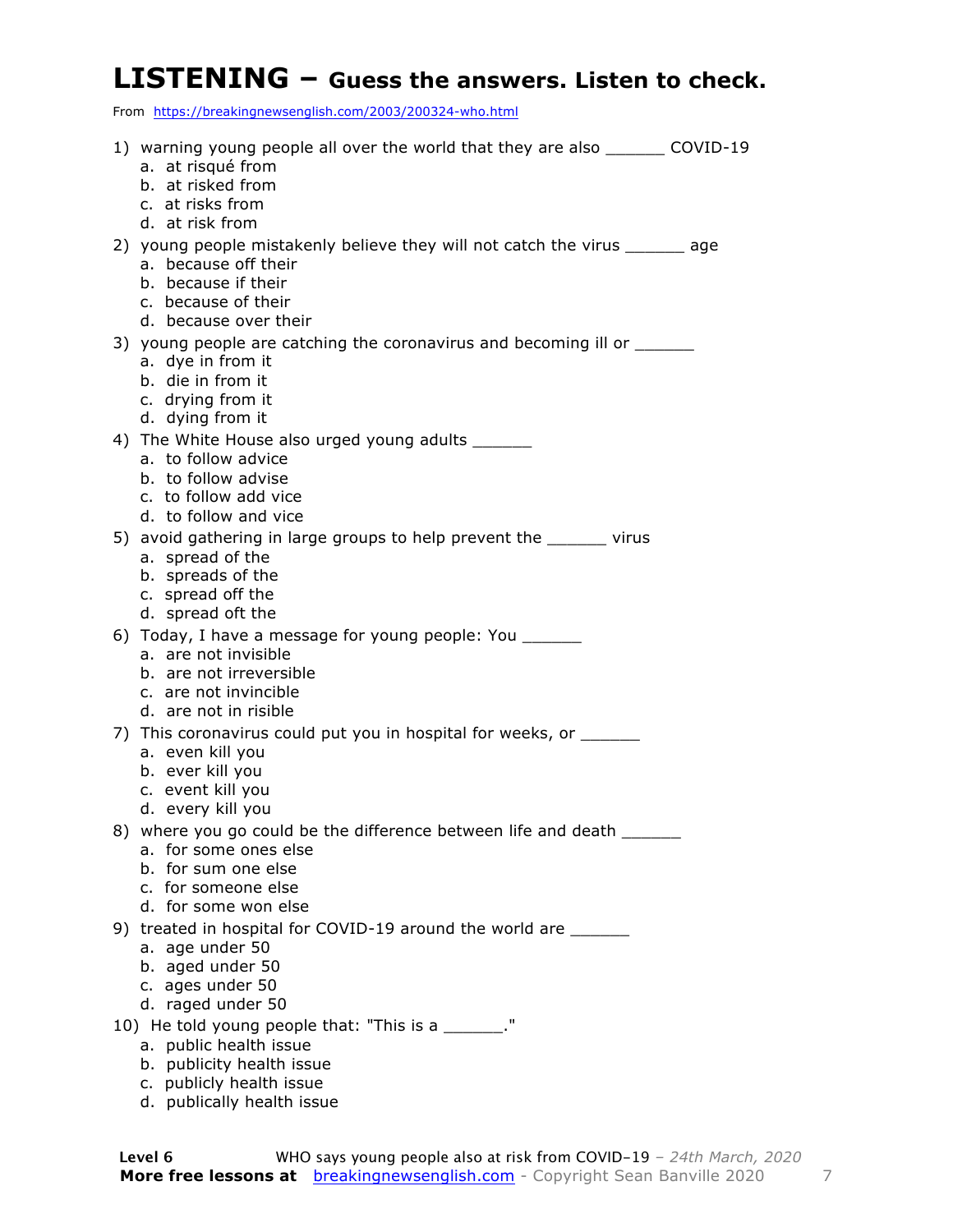# LISTENING – Guess the answers. Listen to check.

From https://breakingnewsenglish.com/2003/200324-who.html

1) warning young people all over the world that they are also _______ COVID-19
   a. at risqué from
   b. at risked from
   c. at risks from
   d. at risk from

2) young people mistakenly believe they will not catch the virus _______ age
   a. because off their
   b. because if their
   c. because of their
   d. because over their

3) young people are catching the coronavirus and becoming ill or _______
   a. dye in from it
   b. die in from it
   c. drying from it
   d. dying from it

4) The White House also urged young adults _______
   a. to follow advice
   b. to follow advise
   c. to follow add vice
   d. to follow and vice

5) avoid gathering in large groups to help prevent the _______ virus
   a. spread of the
   b. spreads of the
   c. spread off the
   d. spread oft the

6) Today, I have a message for young people: You _______
   a. are not invisible
   b. are not irreversible
   c. are not invincible
   d. are not in risible

7) This coronavirus could put you in hospital for weeks, or _______
   a. even kill you
   b. ever kill you
   c. event kill you
   d. every kill you

8) where you go could be the difference between life and death _______
   a. for some ones else
   b. for sum one else
   c. for someone else
   d. for some won else

9) treated in hospital for COVID-19 around the world are _______
   a. age under 50
   b. aged under 50
   c. ages under 50
   d. raged under 50

10) He told young people that: "This is a _______."
   a. public health issue
   b. publicity health issue
   c. publicly health issue
   d. publically health issue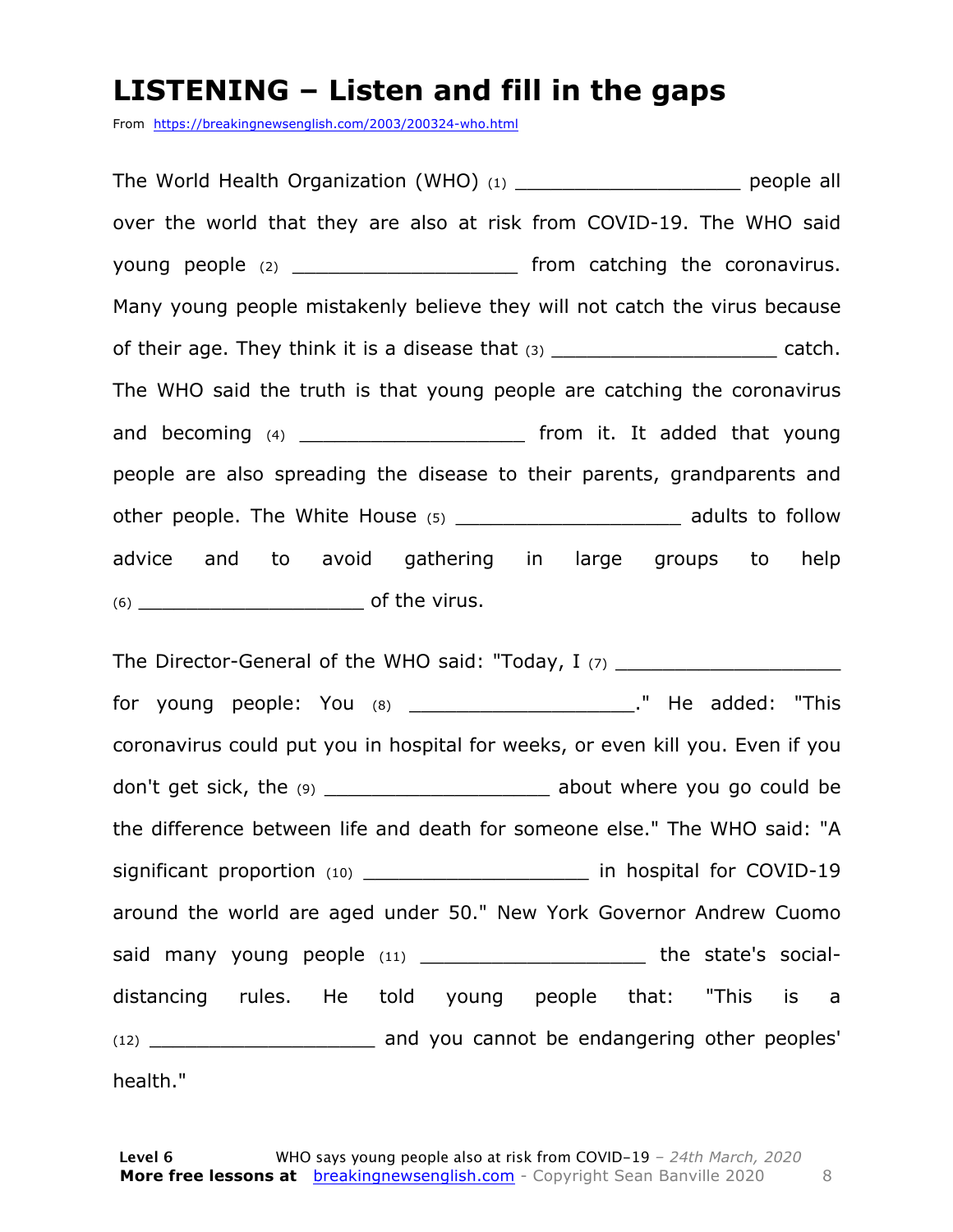# LISTENING – Listen and fill in the gaps

From https://breakingnewsenglish.com/2003/200324-who.html

The World Health Organization (WHO) (1) ___________________ people all over the world that they are also at risk from COVID-19. The WHO said young people (2) ___________________ from catching the coronavirus. Many young people mistakenly believe they will not catch the virus because of their age. They think it is a disease that (3) ___________________ catch. The WHO said the truth is that young people are catching the coronavirus and becoming (4) ___________________ from it. It added that young people are also spreading the disease to their parents, grandparents and other people. The White House (5) ___________________ adults to follow advice and to avoid gathering in large groups to help (6) ___________________ of the virus.

The Director-General of the WHO said: "Today, I (7) ___________________ for young people: You (8) ___________________." He added: "This coronavirus could put you in hospital for weeks, or even kill you. Even if you don't get sick, the (9) ___________________ about where you go could be the difference between life and death for someone else." The WHO said: "A significant proportion (10) ___________________ in hospital for COVID-19 around the world are aged under 50." New York Governor Andrew Cuomo said many young people (11) ___________________ the state's social-distancing rules. He told young people that: "This is a (12) ___________________ and you cannot be endangering other peoples' health."

**Level 6** WHO says young people also at risk from COVID-19 – *24th March, 2020*
**More free lessons at** breakingnewsenglish.com - Copyright Sean Banville 2020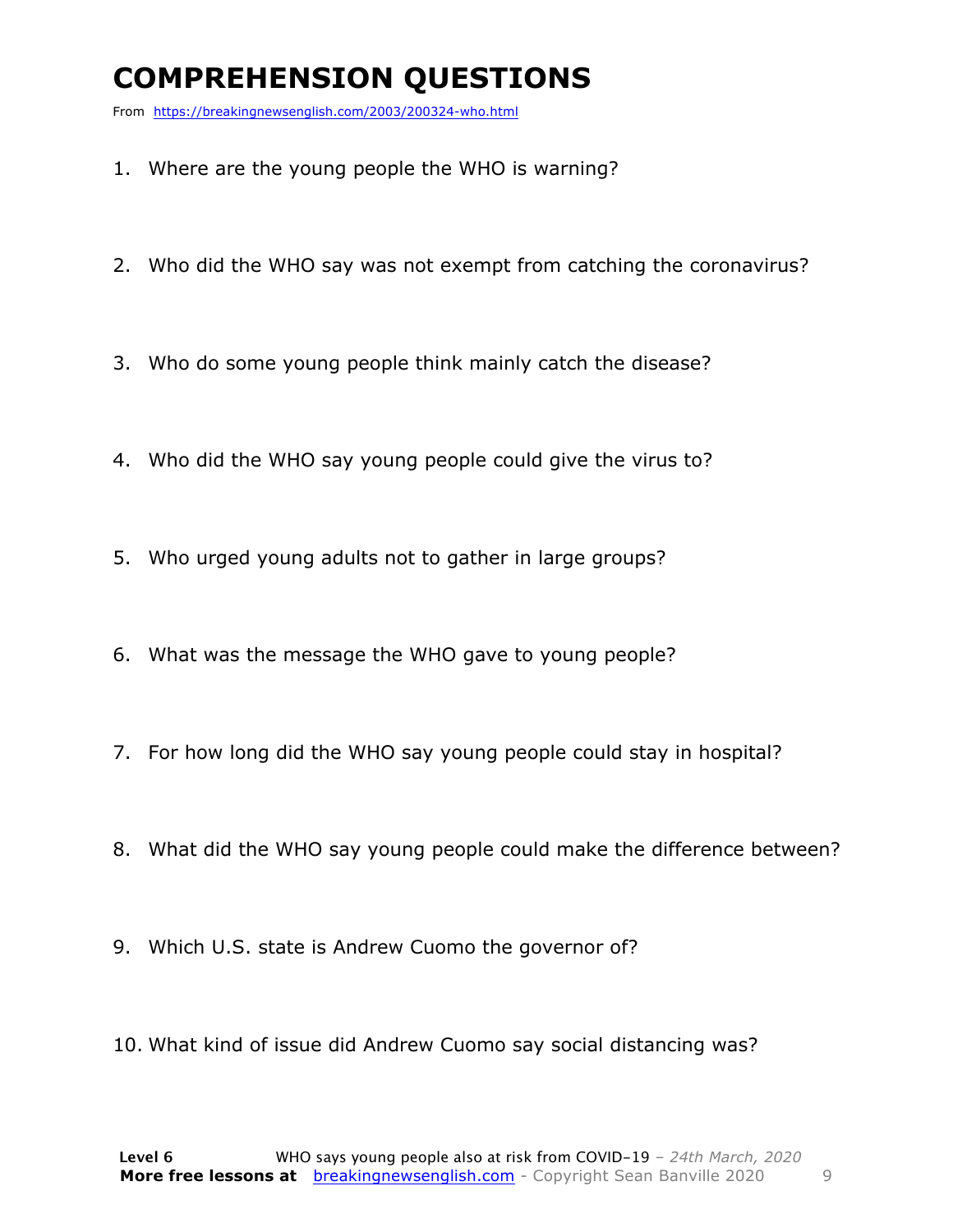# COMPREHENSION QUESTIONS

From https://breakingnewsenglish.com/2003/200324-who.html

1. Where are the young people the WHO is warning?
2. Who did the WHO say was not exempt from catching the coronavirus?
3. Who do some young people think mainly catch the disease?
4. Who did the WHO say young people could give the virus to?
5. Who urged young adults not to gather in large groups?
6. What was the message the WHO gave to young people?
7. For how long did the WHO say young people could stay in hospital?
8. What did the WHO say young people could make the difference between?
9. Which U.S. state is Andrew Cuomo the governor of?
10. What kind of issue did Andrew Cuomo say social distancing was?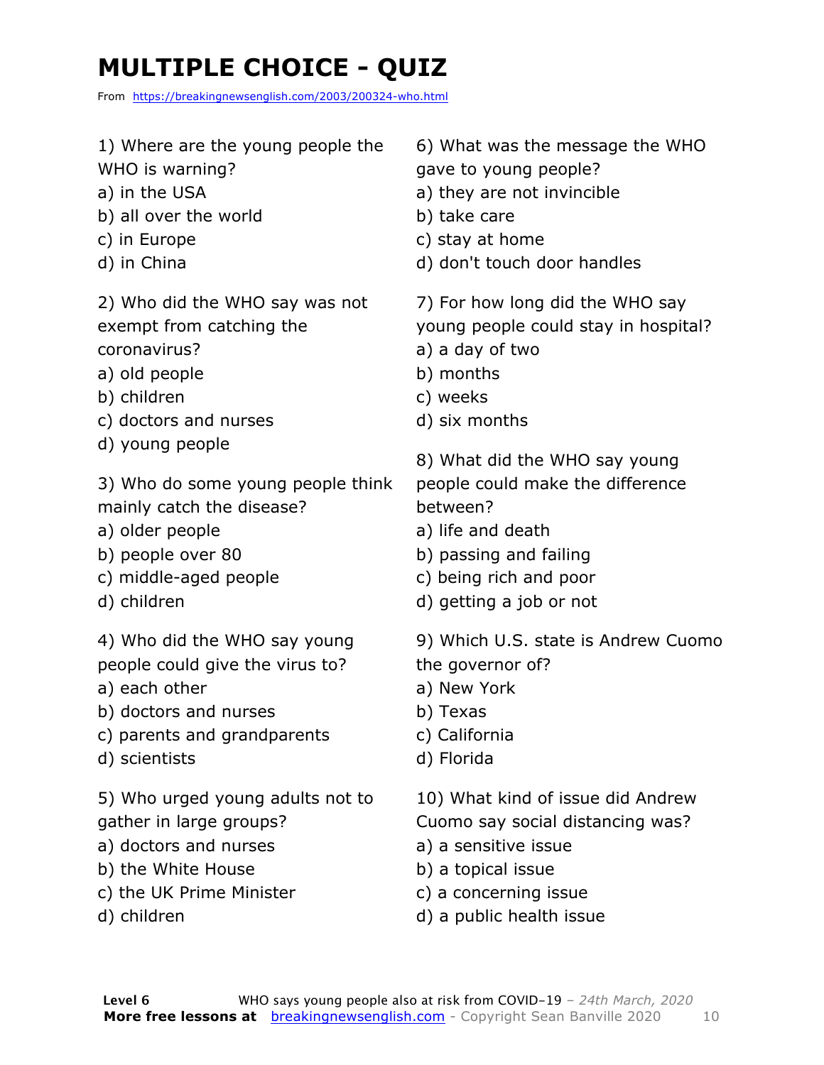# MULTIPLE CHOICE - QUIZ

From https://breakingnewsenglish.com/2003/200324-who.html

1) Where are the young people the WHO is warning?
a) in the USA
b) all over the world
c) in Europe
d) in China

2) Who did the WHO say was not exempt from catching the coronavirus?
a) old people
b) children
c) doctors and nurses
d) young people

3) Who do some young people think mainly catch the disease?
a) older people
b) people over 80
c) middle-aged people
d) children

4) Who did the WHO say young people could give the virus to?
a) each other
b) doctors and nurses
c) parents and grandparents
d) scientists

5) Who urged young adults not to gather in large groups?
a) doctors and nurses
b) the White House
c) the UK Prime Minister
d) children

6) What was the message the WHO gave to young people?
a) they are not invincible
b) take care
c) stay at home
d) don't touch door handles

7) For how long did the WHO say young people could stay in hospital?
a) a day of two
b) months
c) weeks
d) six months

8) What did the WHO say young people could make the difference between?
a) life and death
b) passing and failing
c) being rich and poor
d) getting a job or not

9) Which U.S. state is Andrew Cuomo the governor of?
a) New York
b) Texas
c) California
d) Florida

10) What kind of issue did Andrew Cuomo say social distancing was?
a) a sensitive issue
b) a topical issue
c) a concerning issue
d) a public health issue

**Level 6** WHO says young people also at risk from COVID-19 – *24th March, 2020*
**More free lessons at** breakingnewsenglish.com - Copyright Sean Banville 2020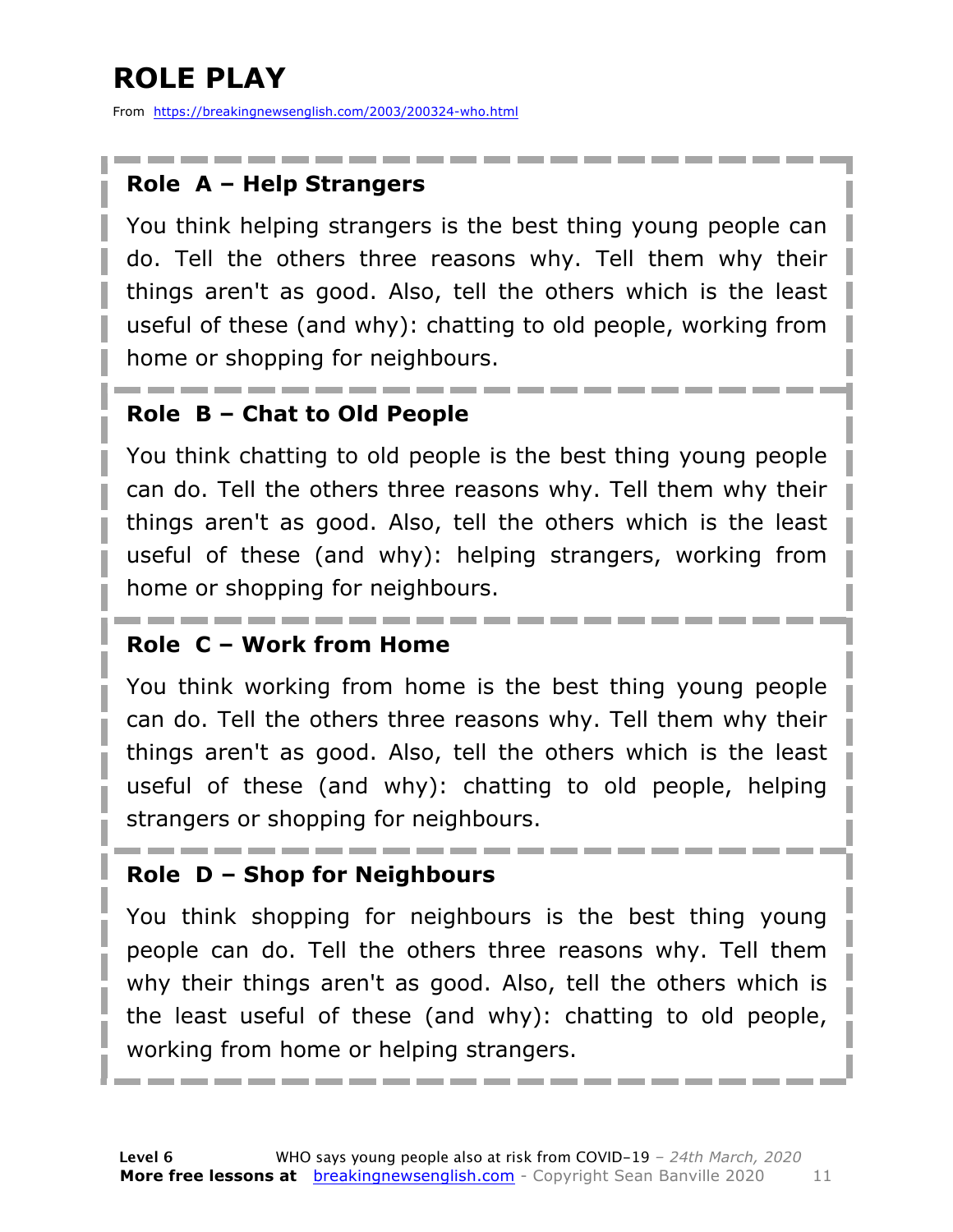# ROLE PLAY

From https://breakingnewsenglish.com/2003/200324-who.html

### Role A – Help Strangers

You think helping strangers is the best thing young people can do. Tell the others three reasons why. Tell them why their things aren't as good. Also, tell the others which is the least useful of these (and why): chatting to old people, working from home or shopping for neighbours.

### Role B – Chat to Old People

You think chatting to old people is the best thing young people can do. Tell the others three reasons why. Tell them why their things aren't as good. Also, tell the others which is the least useful of these (and why): helping strangers, working from home or shopping for neighbours.

### Role C – Work from Home

You think working from home is the best thing young people can do. Tell the others three reasons why. Tell them why their things aren't as good. Also, tell the others which is the least useful of these (and why): chatting to old people, helping strangers or shopping for neighbours.

### Role D – Shop for Neighbours

You think shopping for neighbours is the best thing young people can do. Tell the others three reasons why. Tell them why their things aren't as good. Also, tell the others which is the least useful of these (and why): chatting to old people, working from home or helping strangers.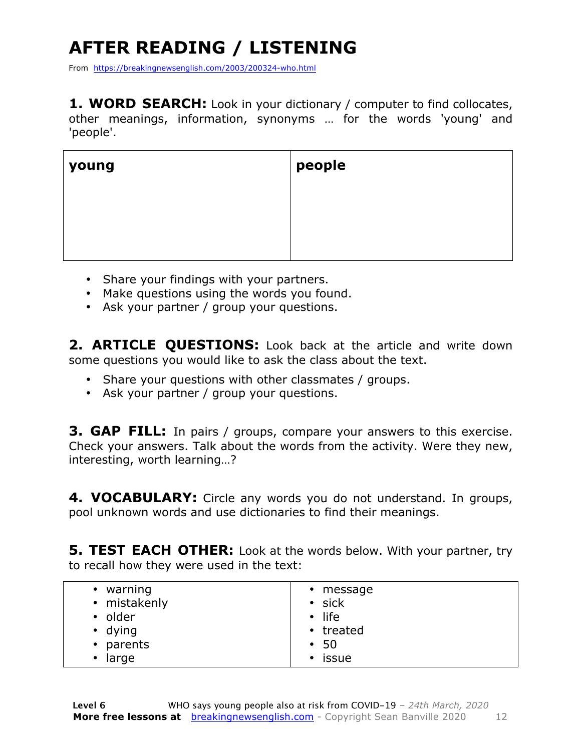# AFTER READING / LISTENING

From https://breakingnewsenglish.com/2003/200324-who.html

**1. WORD SEARCH:** Look in your dictionary / computer to find collocates, other meanings, information, synonyms … for the words 'young' and 'people'.

| **young** | **people** |
|---|---|
| | |

- Share your findings with your partners.
- Make questions using the words you found.
- Ask your partner / group your questions.

**2. ARTICLE QUESTIONS:** Look back at the article and write down some questions you would like to ask the class about the text.

- Share your questions with other classmates / groups.
- Ask your partner / group your questions.

**3. GAP FILL:** In pairs / groups, compare your answers to this exercise. Check your answers. Talk about the words from the activity. Were they new, interesting, worth learning…?

**4. VOCABULARY:** Circle any words you do not understand. In groups, pool unknown words and use dictionaries to find their meanings.

**5. TEST EACH OTHER:** Look at the words below. With your partner, try to recall how they were used in the text:

| | |
|---|---|
| • warning<br>• mistakenly<br>• older<br>• dying<br>• parents<br>• large | • message<br>• sick<br>• life<br>• treated<br>• 50<br>• issue |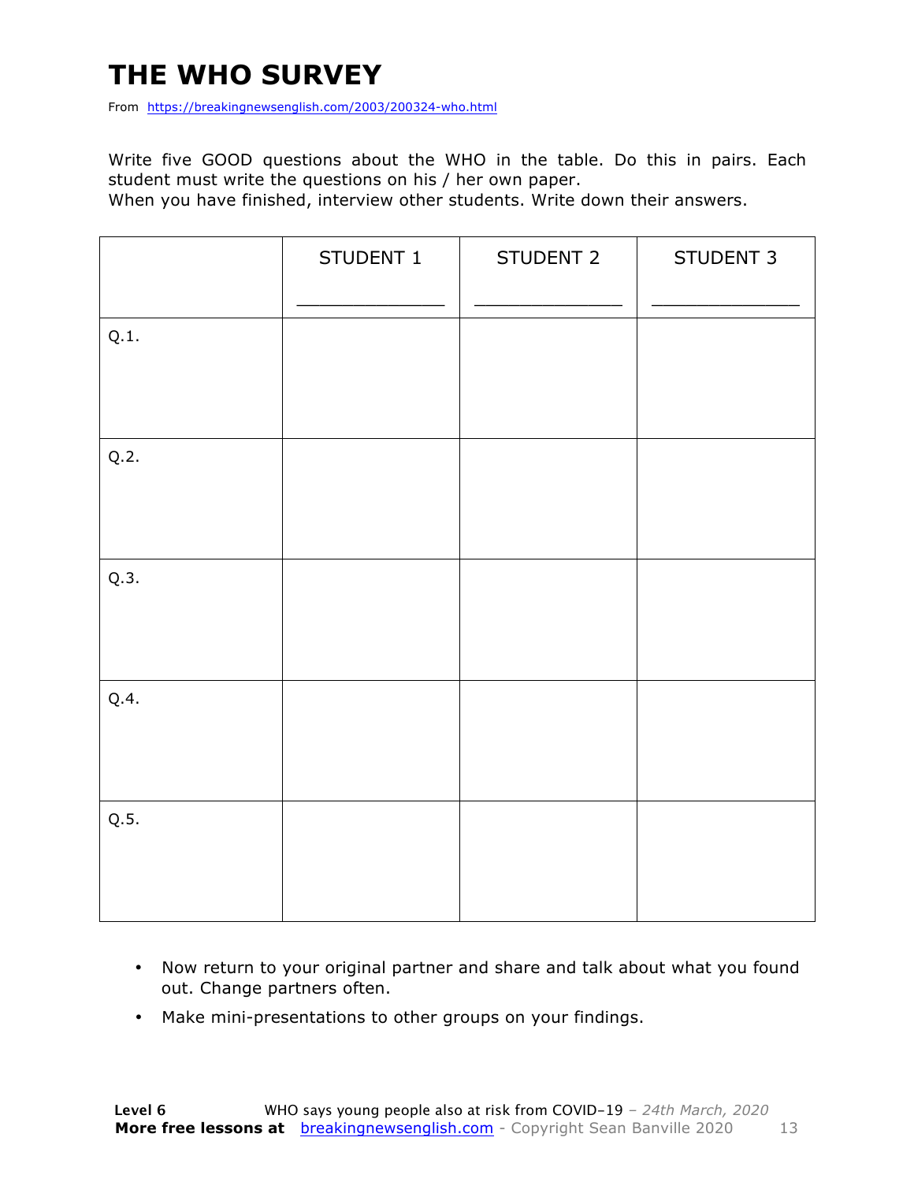# THE WHO SURVEY

From https://breakingnewsenglish.com/2003/200324-who.html

Write five GOOD questions about the WHO in the table. Do this in pairs. Each student must write the questions on his / her own paper.
When you have finished, interview other students. Write down their answers.

| | STUDENT 1<br>_____________ | STUDENT 2<br>_____________ | STUDENT 3<br>_____________ |
|---|---|---|---|
| Q.1. | | | |
| Q.2. | | | |
| Q.3. | | | |
| Q.4. | | | |
| Q.5. | | | |

- Now return to your original partner and share and talk about what you found out. Change partners often.
- Make mini-presentations to other groups on your findings.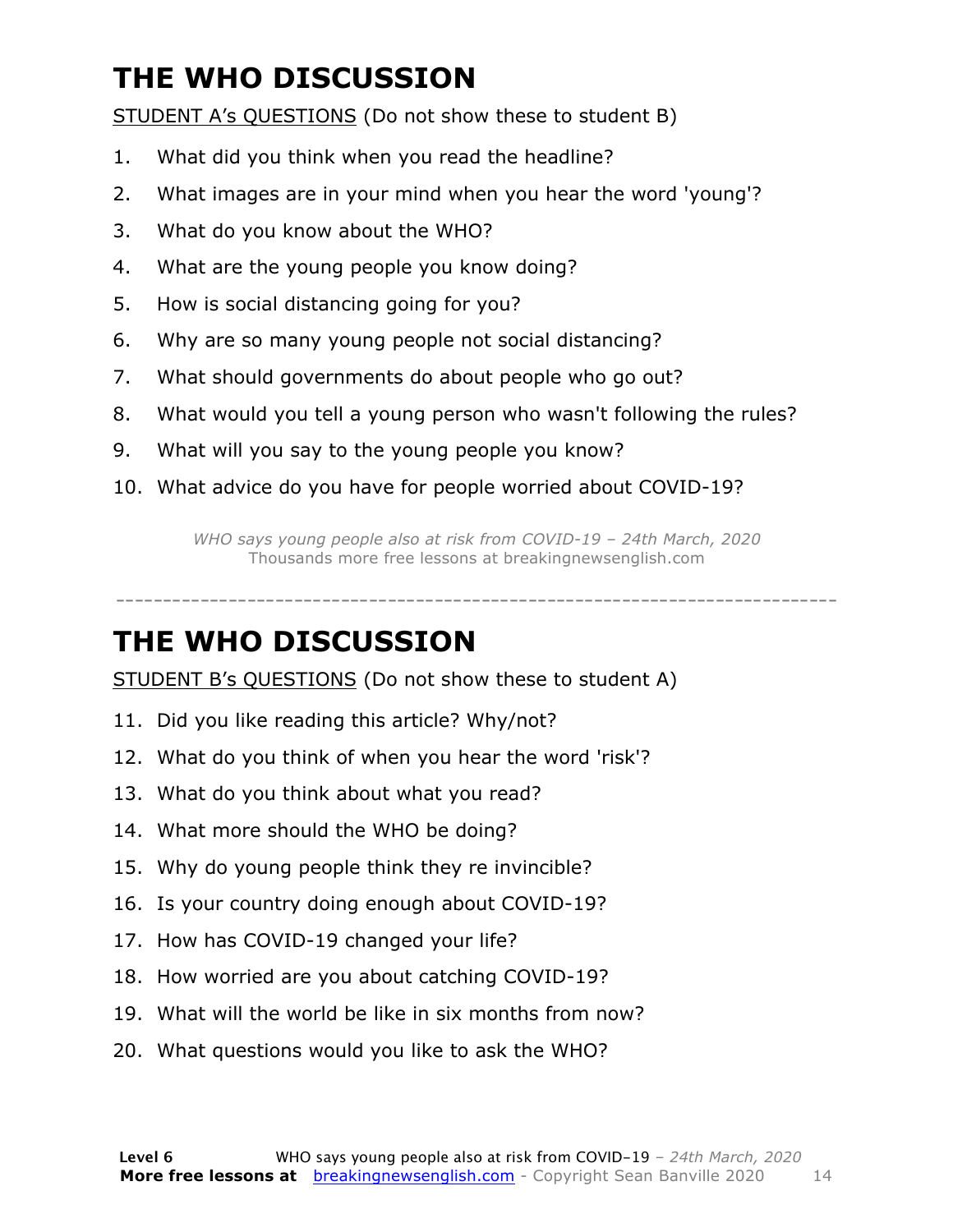# THE WHO DISCUSSION

STUDENT A's QUESTIONS (Do not show these to student B)

1. What did you think when you read the headline?
2. What images are in your mind when you hear the word 'young'?
3. What do you know about the WHO?
4. What are the young people you know doing?
5. How is social distancing going for you?
6. Why are so many young people not social distancing?
7. What should governments do about people who go out?
8. What would you tell a young person who wasn't following the rules?
9. What will you say to the young people you know?
10. What advice do you have for people worried about COVID-19?

*WHO says young people also at risk from COVID-19 – 24th March, 2020*
Thousands more free lessons at breakingnewsenglish.com

---

# THE WHO DISCUSSION

STUDENT B's QUESTIONS (Do not show these to student A)

11. Did you like reading this article? Why/not?
12. What do you think of when you hear the word 'risk'?
13. What do you think about what you read?
14. What more should the WHO be doing?
15. Why do young people think they re invincible?
16. Is your country doing enough about COVID-19?
17. How has COVID-19 changed your life?
18. How worried are you about catching COVID-19?
19. What will the world be like in six months from now?
20. What questions would you like to ask the WHO?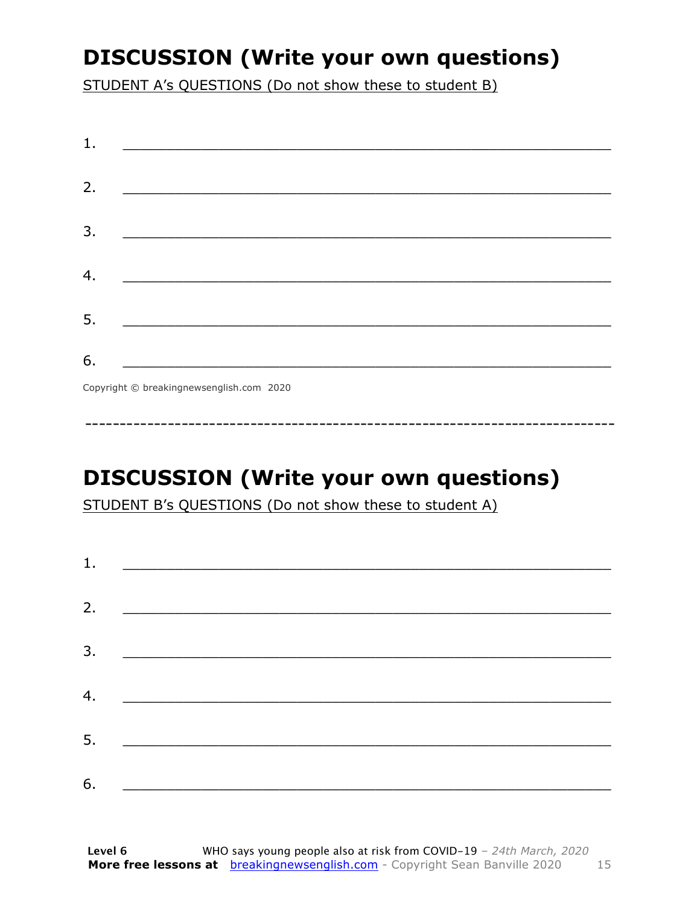## DISCUSSION (Write your own questions)

STUDENT A's QUESTIONS (Do not show these to student B)

1. ___________________________________________________________

2. ___________________________________________________________

3. ___________________________________________________________

4. ___________________________________________________________

5. ___________________________________________________________

6. ___________________________________________________________

Copyright © breakingnewsenglish.com 2020

---------------------------------------------------------------------------

## DISCUSSION (Write your own questions)

STUDENT B's QUESTIONS (Do not show these to student A)

1. ___________________________________________________________

2. ___________________________________________________________

3. ___________________________________________________________

4. ___________________________________________________________

5. ___________________________________________________________

6. ___________________________________________________________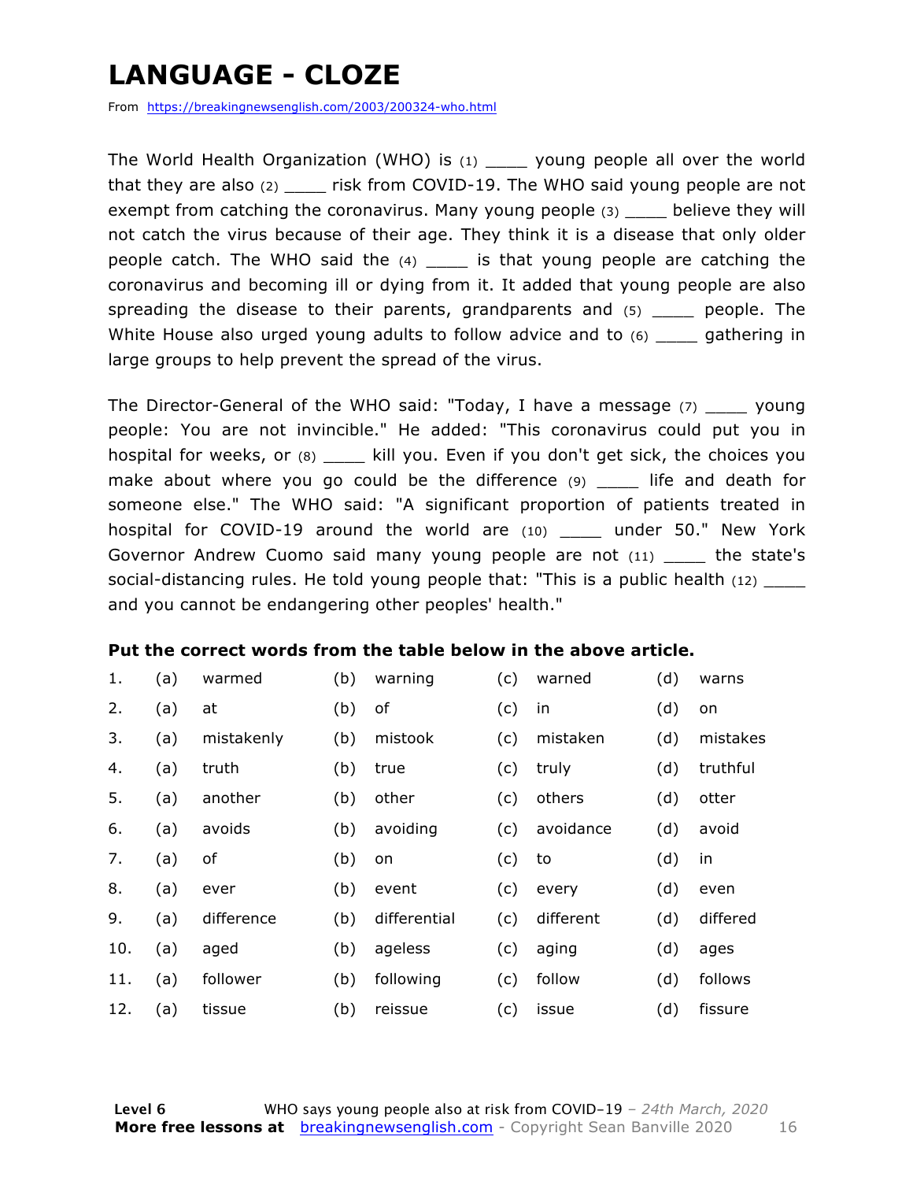# LANGUAGE - CLOZE

From https://breakingnewsenglish.com/2003/200324-who.html

The World Health Organization (WHO) is (1) ____ young people all over the world that they are also (2) ____ risk from COVID-19. The WHO said young people are not exempt from catching the coronavirus. Many young people (3) ____ believe they will not catch the virus because of their age. They think it is a disease that only older people catch. The WHO said the (4) ____ is that young people are catching the coronavirus and becoming ill or dying from it. It added that young people are also spreading the disease to their parents, grandparents and (5) ____ people. The White House also urged young adults to follow advice and to (6) ____ gathering in large groups to help prevent the spread of the virus.

The Director-General of the WHO said: "Today, I have a message (7) ____ young people: You are not invincible." He added: "This coronavirus could put you in hospital for weeks, or (8) ____ kill you. Even if you don't get sick, the choices you make about where you go could be the difference (9) ____ life and death for someone else." The WHO said: "A significant proportion of patients treated in hospital for COVID-19 around the world are (10) ____ under 50." New York Governor Andrew Cuomo said many young people are not (11) ____ the state's social-distancing rules. He told young people that: "This is a public health (12) ____ and you cannot be endangering other peoples' health."

**Put the correct words from the table below in the above article.**

| | | | | | | | | |
|---|---|---|---|---|---|---|---|---|
| 1. | (a) | warmed | (b) | warning | (c) | warned | (d) | warns |
| 2. | (a) | at | (b) | of | (c) | in | (d) | on |
| 3. | (a) | mistakenly | (b) | mistook | (c) | mistaken | (d) | mistakes |
| 4. | (a) | truth | (b) | true | (c) | truly | (d) | truthful |
| 5. | (a) | another | (b) | other | (c) | others | (d) | otter |
| 6. | (a) | avoids | (b) | avoiding | (c) | avoidance | (d) | avoid |
| 7. | (a) | of | (b) | on | (c) | to | (d) | in |
| 8. | (a) | ever | (b) | event | (c) | every | (d) | even |
| 9. | (a) | difference | (b) | differential | (c) | different | (d) | differed |
| 10. | (a) | aged | (b) | ageless | (c) | aging | (d) | ages |
| 11. | (a) | follower | (b) | following | (c) | follow | (d) | follows |
| 12. | (a) | tissue | (b) | reissue | (c) | issue | (d) | fissure |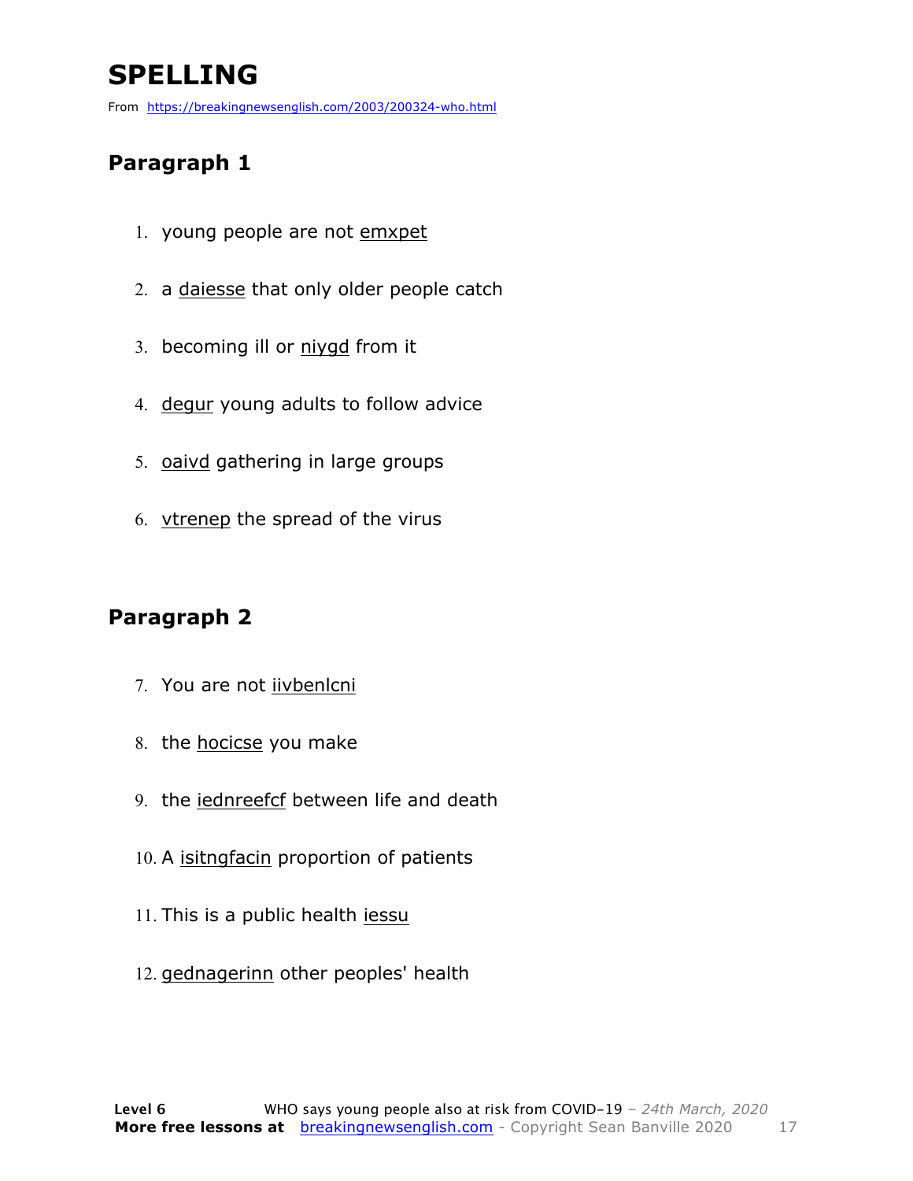# SPELLING

From https://breakingnewsenglish.com/2003/200324-who.html

## Paragraph 1

1. young people are not emxpet
2. a daiesse that only older people catch
3. becoming ill or niygd from it
4. degur young adults to follow advice
5. oaivd gathering in large groups
6. vtrenep the spread of the virus

## Paragraph 2

7. You are not iivbenlcni
8. the hocicse you make
9. the iednreefcf between life and death
10. A isitngfacin proportion of patients
11. This is a public health iessu
12. gednagerinn other peoples' health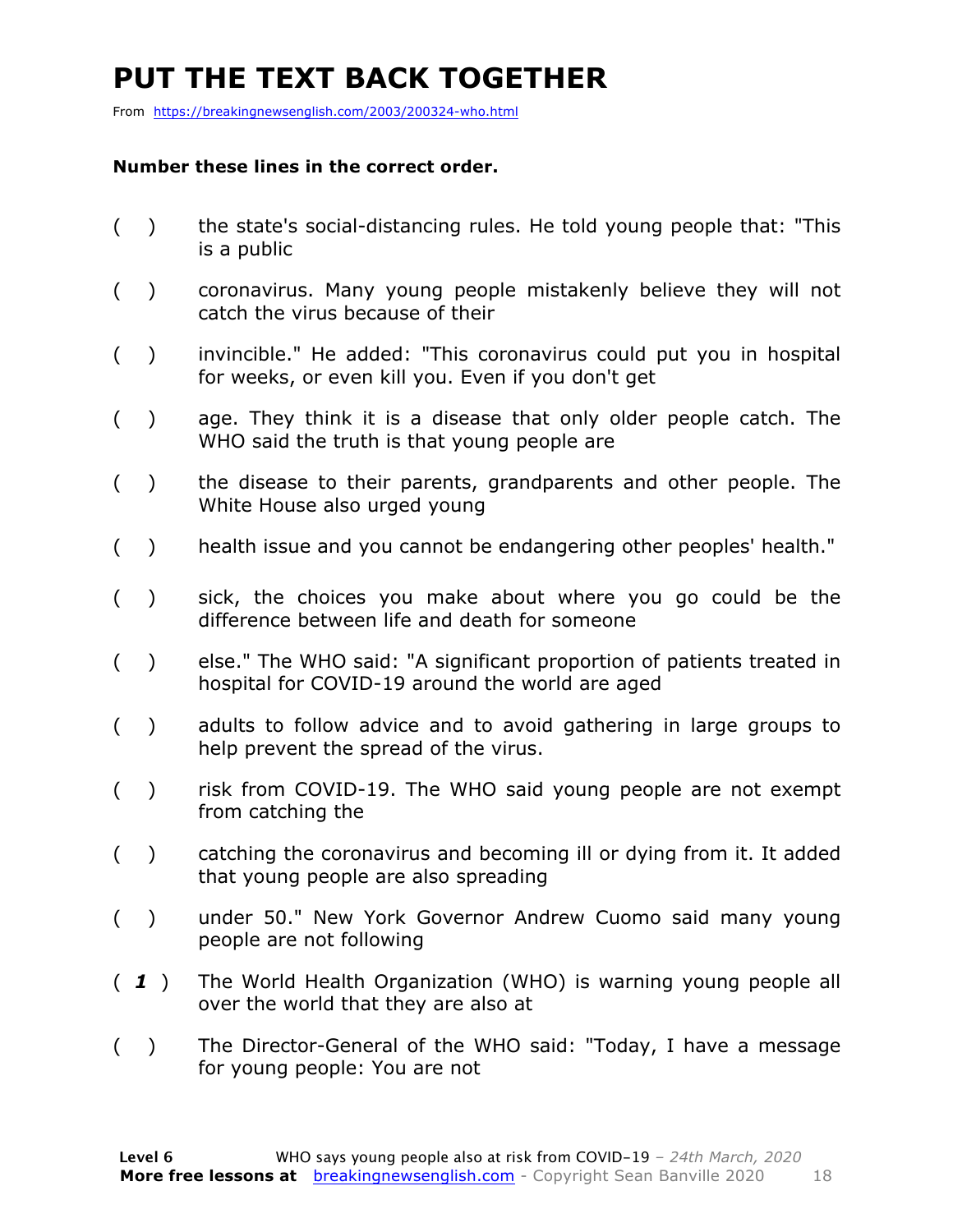# PUT THE TEXT BACK TOGETHER

From https://breakingnewsenglish.com/2003/200324-who.html

**Number these lines in the correct order.**

( ) the state's social-distancing rules. He told young people that: "This is a public

( ) coronavirus. Many young people mistakenly believe they will not catch the virus because of their

( ) invincible." He added: "This coronavirus could put you in hospital for weeks, or even kill you. Even if you don't get

( ) age. They think it is a disease that only older people catch. The WHO said the truth is that young people are

( ) the disease to their parents, grandparents and other people. The White House also urged young

( ) health issue and you cannot be endangering other peoples' health."

( ) sick, the choices you make about where you go could be the difference between life and death for someone

( ) else." The WHO said: "A significant proportion of patients treated in hospital for COVID-19 around the world are aged

( ) adults to follow advice and to avoid gathering in large groups to help prevent the spread of the virus.

( ) risk from COVID-19. The WHO said young people are not exempt from catching the

( ) catching the coronavirus and becoming ill or dying from it. It added that young people are also spreading

( ) under 50." New York Governor Andrew Cuomo said many young people are not following

( ***1*** ) The World Health Organization (WHO) is warning young people all over the world that they are also at

( ) The Director-General of the WHO said: "Today, I have a message for young people: You are not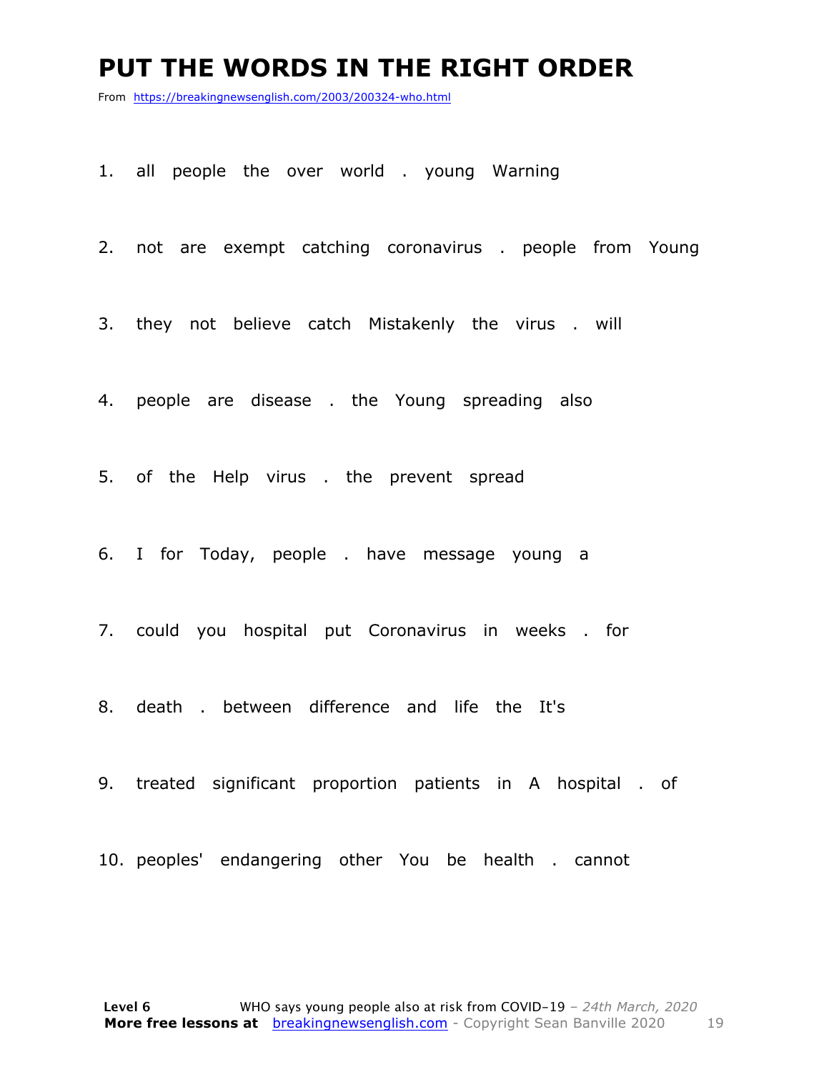# PUT THE WORDS IN THE RIGHT ORDER

From https://breakingnewsenglish.com/2003/200324-who.html

1. all people the over world . young Warning

2. not are exempt catching coronavirus . people from Young

3. they not believe catch Mistakenly the virus . will

4. people are disease . the Young spreading also

5. of the Help virus . the prevent spread

6. I for Today, people . have message young a

7. could you hospital put Coronavirus in weeks . for

8. death . between difference and life the It's

9. treated significant proportion patients in A hospital . of

10. peoples' endangering other You be health . cannot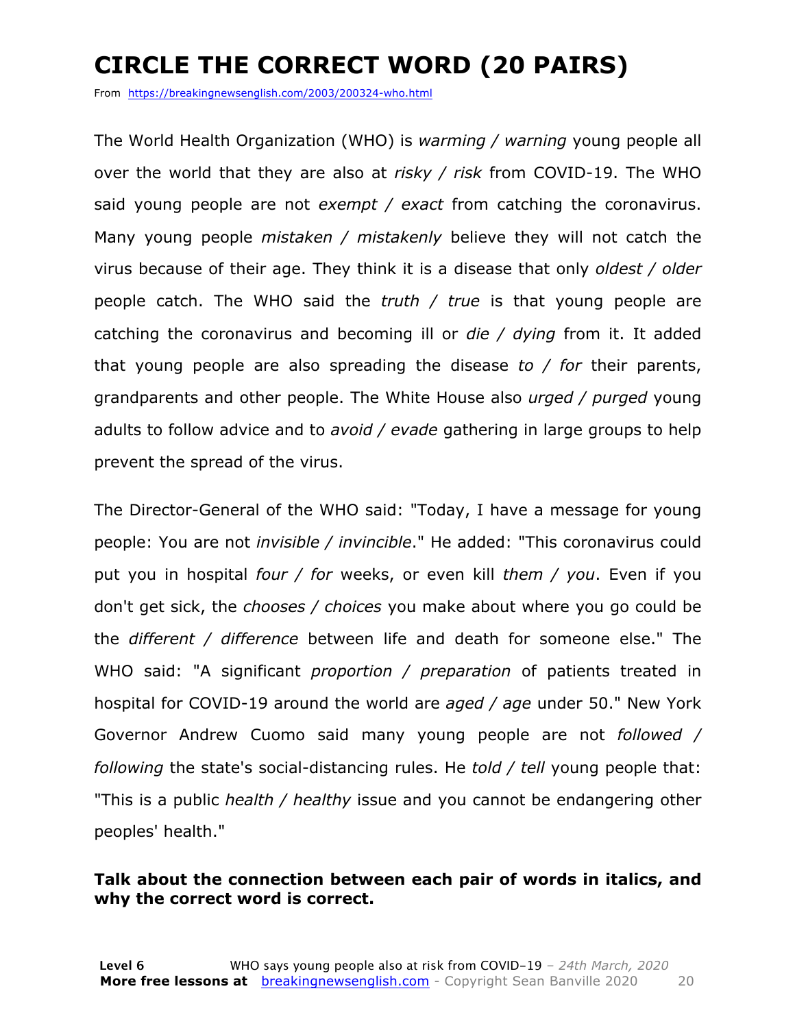# CIRCLE THE CORRECT WORD (20 PAIRS)

From https://breakingnewsenglish.com/2003/200324-who.html

The World Health Organization (WHO) is *warming / warning* young people all over the world that they are also at *risky / risk* from COVID-19. The WHO said young people are not *exempt / exact* from catching the coronavirus. Many young people *mistaken / mistakenly* believe they will not catch the virus because of their age. They think it is a disease that only *oldest / older* people catch. The WHO said the *truth / true* is that young people are catching the coronavirus and becoming ill or *die / dying* from it. It added that young people are also spreading the disease *to / for* their parents, grandparents and other people. The White House also *urged / purged* young adults to follow advice and to *avoid / evade* gathering in large groups to help prevent the spread of the virus.

The Director-General of the WHO said: "Today, I have a message for young people: You are not *invisible / invincible*." He added: "This coronavirus could put you in hospital *four / for* weeks, or even kill *them / you*. Even if you don't get sick, the *chooses / choices* you make about where you go could be the *different / difference* between life and death for someone else." The WHO said: "A significant *proportion / preparation* of patients treated in hospital for COVID-19 around the world are *aged / age* under 50." New York Governor Andrew Cuomo said many young people are not *followed / following* the state's social-distancing rules. He *told / tell* young people that: "This is a public *health / healthy* issue and you cannot be endangering other peoples' health."

**Talk about the connection between each pair of words in italics, and why the correct word is correct.**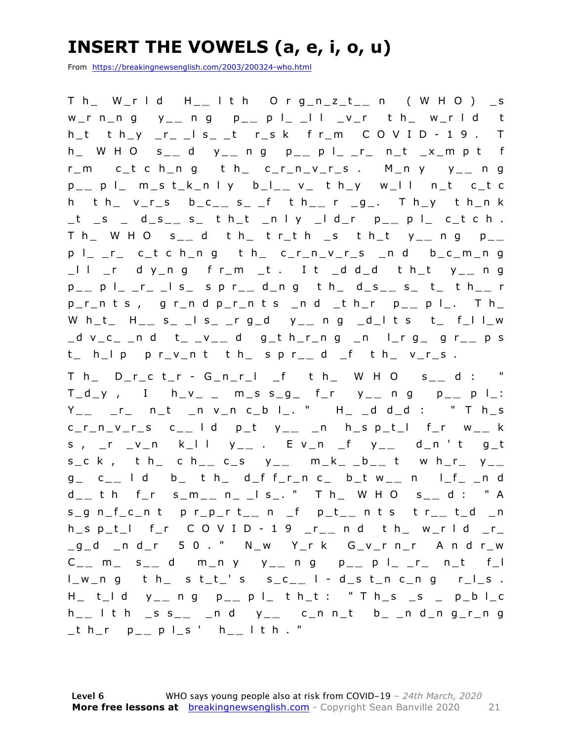# INSERT THE VOWELS (a, e, i, o, u)

From https://breakingnewsenglish.com/2003/200324-who.html

Th_ W_rld H__lth Org_n_z_t__n (WHO) _s w_rn_ng y__ng p__pl_ _ll _v_r th_ w_rld t h_t th_y _r_ _ls_ _t r_sk fr_m COVID-19. Th_ WHO s__d y__ng p__pl_ _r_ n_t _x_mpt f r_m c_tch_ng th_ c_r_n_v_r_s. M_ny y__ng p__pl_ m_st_k_nly b_l__v_ th_y w_ll n_t c_tc h th_ v_r_s b_c__s_ _f th__r _g_. Th_y th_nk _t _s _ d_s__s_ th_t _nly _ld_r p__pl_ c_tch. Th_ WHO s__d th_ tr_th _s th_t y__ng p__ pl_ _r_ c_tch_ng th_ c_r_n_v_r_s _nd b_c_m_ng _ll _r dy_ng fr_m _t. It _dd_d th_t y__ng p__pl_ _r_ _ls_ spr__d_ng th_ d_s__s_ t_ th__r p_r_nts, gr_ndp_r_nts _nd _th_r p__pl_. Th_ Wh_t_ H__s_ _ls_ _rg_d y__ng _d_lts t_ f_ll_w _dv_c_ _nd t_ _v__d g_th_r_ng _n l_rg_ gr__ps t_ h_lp pr_v_nt th_ spr__d _f th_ v_r_s.

Th_ D_r_ct_r-G_n_r_l _f th_ WHO s__d: "T_d_y, I h_v_ _ m_ss_g_ f_r y__ng p__pl_: Y__ _r_ n_t _nv_nc_bl_." H_ _dd_d: "Th_s c_r_n_v_r_s c__ld p_t y__ _n h_sp_t_l f_r w__k s, _r _v_n k_ll y__. Ev_n _f y__ d_n't g_t s_ck, th_ ch__c_s y__ m_k_ _b__t wh_r_ y__ g_ c__ld b_ th_ d_ff_r_nc_ b_tw__n l_f_ _nd d__th f_r s_m__n_ _ls_." Th_ WHO s__d: "A s_gn_f_c_nt pr_p_rt__n _f p_t__nts tr__t_d _n h_sp_t_l f_r COVID-19 _r__nd th_ w_rld _r_ _g_d _nd_r 50." N_w Y_rk G_v_rn_r Andr_w C__m_ s__d m_ny y__ng p__pl_ _r_ n_t f_l l_w_ng th_ st_t_'s s_c__l-d_st_nc_ng r_l_s. H_ t_ld y__ng p__pl_ th_t: "Th_s _s _ p_bl_c h__lth _ss__ _nd y__ c_nn_t b_ _nd_ng_r_ng _th_r p__pl_s' h__lth."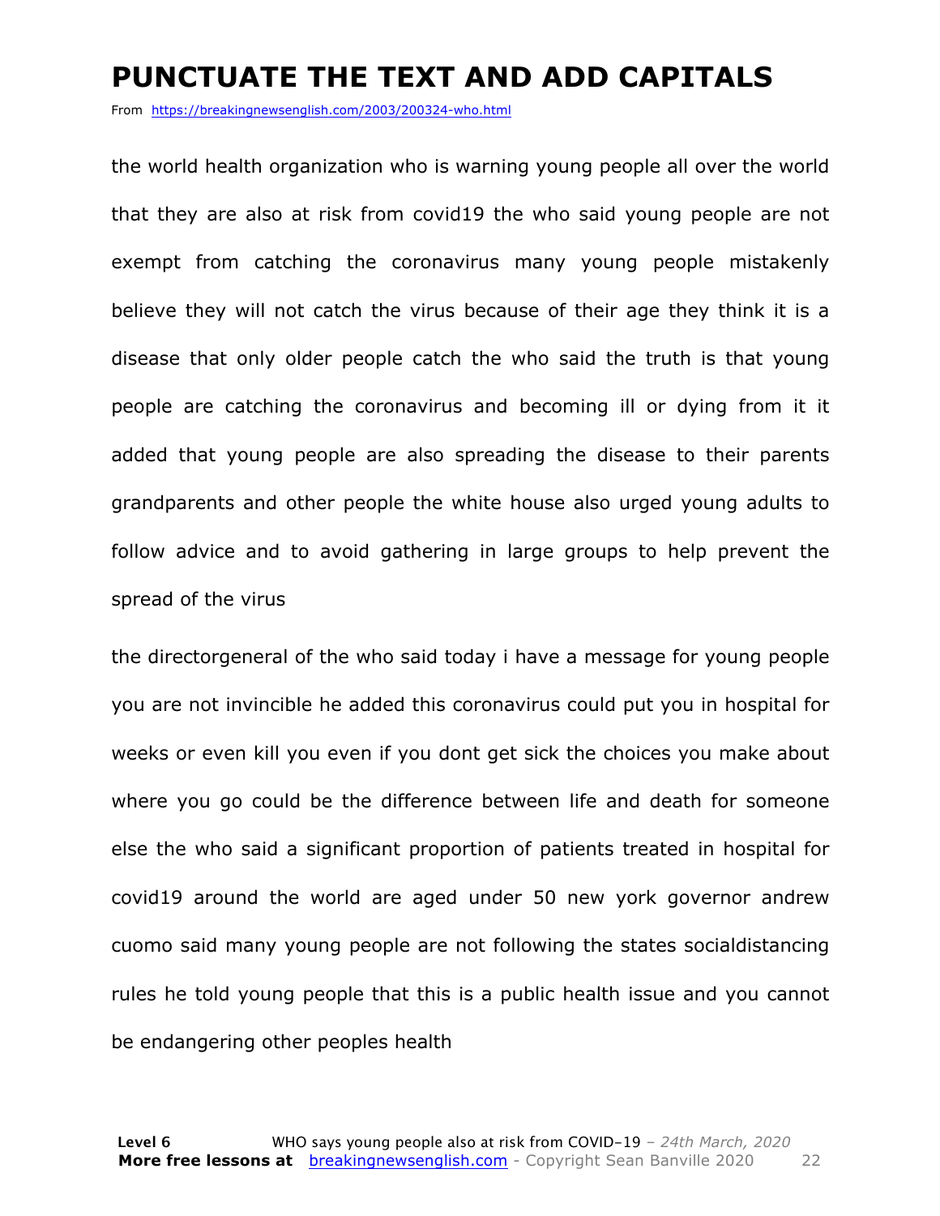# PUNCTUATE THE TEXT AND ADD CAPITALS

From https://breakingnewsenglish.com/2003/200324-who.html

the world health organization who is warning young people all over the world that they are also at risk from covid19 the who said young people are not exempt from catching the coronavirus many young people mistakenly believe they will not catch the virus because of their age they think it is a disease that only older people catch the who said the truth is that young people are catching the coronavirus and becoming ill or dying from it it added that young people are also spreading the disease to their parents grandparents and other people the white house also urged young adults to follow advice and to avoid gathering in large groups to help prevent the spread of the virus

the directorgeneral of the who said today i have a message for young people you are not invincible he added this coronavirus could put you in hospital for weeks or even kill you even if you dont get sick the choices you make about where you go could be the difference between life and death for someone else the who said a significant proportion of patients treated in hospital for covid19 around the world are aged under 50 new york governor andrew cuomo said many young people are not following the states socialdistancing rules he told young people that this is a public health issue and you cannot be endangering other peoples health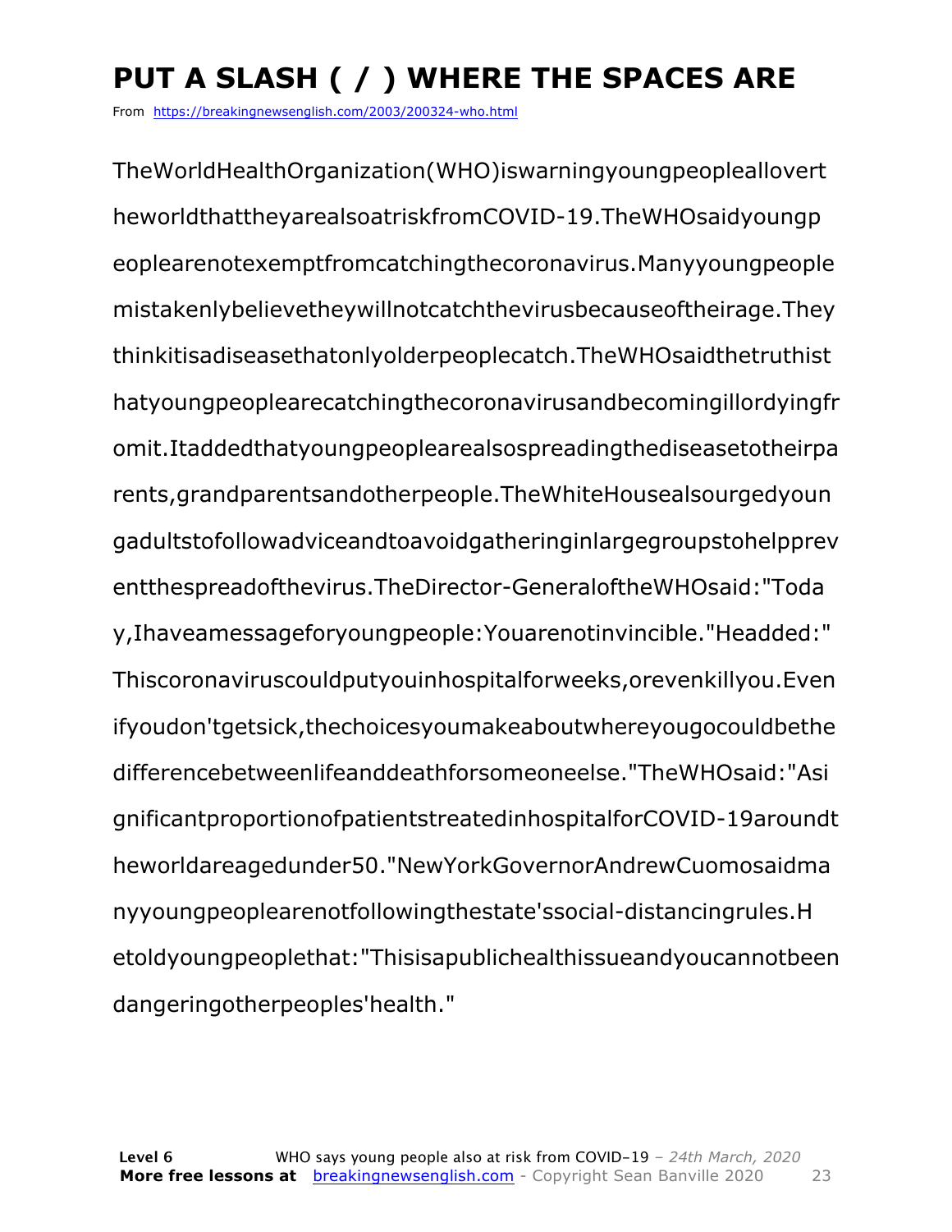# PUT A SLASH ( / ) WHERE THE SPACES ARE

From https://breakingnewsenglish.com/2003/200324-who.html

TheWorldHealthOrganization(WHO)iswarningyoungpeopleallovert
heworldthattheyarealsoatriskfromCOVID-19.TheWHOsaidyoungp
eoplearenotexemptfromcatchingthecoronavirus.Manyyoungpeople
mistakenlybelievetheywillnotcatchthevirusbecauseoftheirage.They
thinkitisadiseasethatonlyolderpeoplecatch.TheWHOsaidthetruthist
hatyoungpeoplearecatchingthecoronavirusandbecomingillordyingfr
omit.Itaddedthatyoungpeoplearealsospreadingthediseasetotheirpa
rents,grandparentsandotherpeople.TheWhiteHousealsourgedyoun
gadultstofollowadviceandtoavoidgatheringinlargegroupstohelpprev
entthespreadofthevirus.TheDirector-GeneraloftheWHOsaid:"Toda
y,Ihaveamessageforyoungpeople:Youarenotinvincible."Headded:"
Thiscoronaviruscouldputyouinhospitalforweeks,orevenkillyou.Even
ifyoudon'tgetsick,thechoicesyoumakeaboutwhereyougocouldbethe
differencebetweenlifeanddeathforsomeoneelse."TheWHOsaid:"Asi
gnificantproportionofpatientstreatedinhospitalforCOVID-19aroundt
heworldareagedunder50."NewYorkGovernorAndrewCuomosaidma
nyyoungpeoplearenotfollowingthestate'ssocial-distancingrules.H
etoldyoungpeoplethat:"Thisisapublichealthissueandyoucannotbeen
dangeringotherpeoples'health."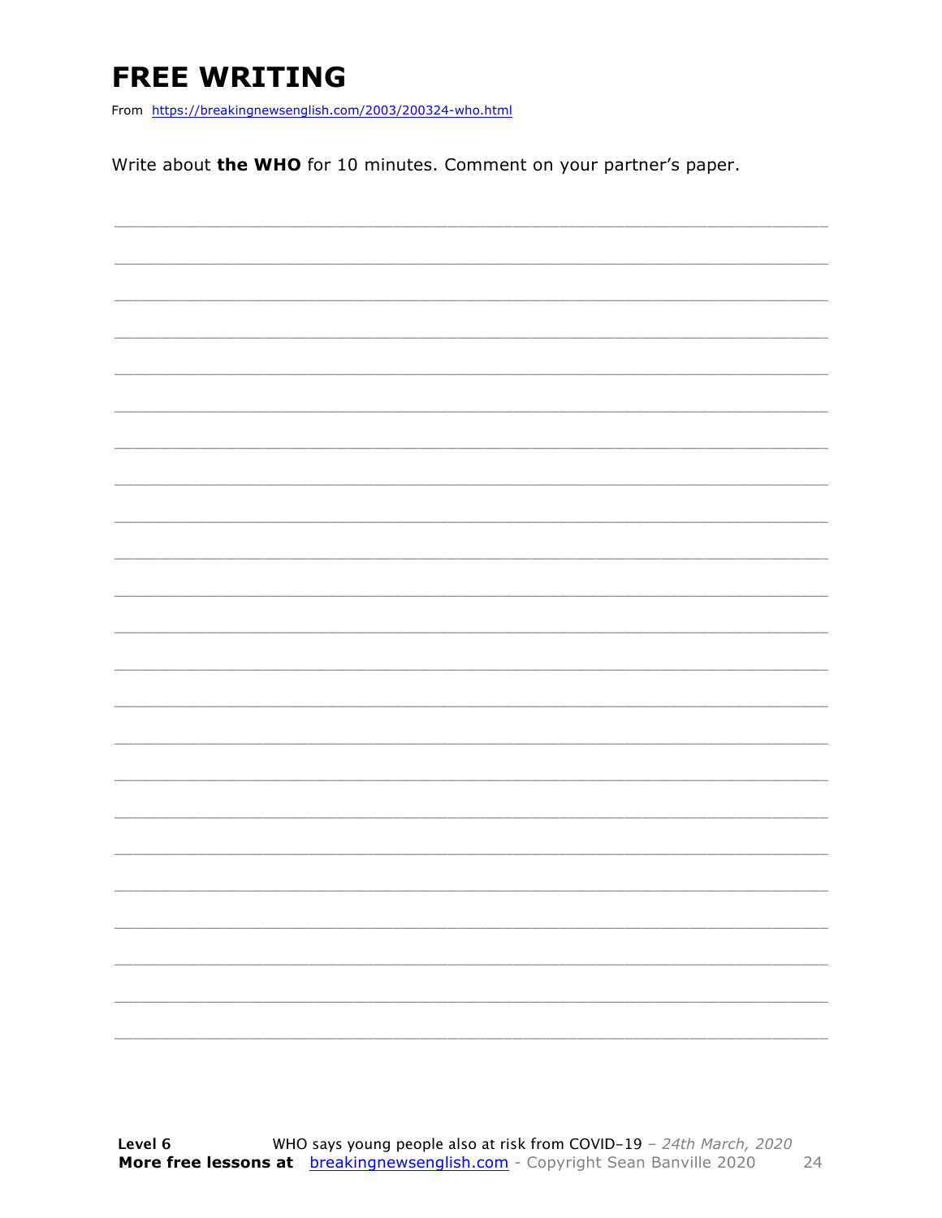# FREE WRITING

From https://breakingnewsenglish.com/2003/200324-who.html

Write about **the WHO** for 10 minutes. Comment on your partner's paper.

___________________________________________________________________________

___________________________________________________________________________

___________________________________________________________________________

___________________________________________________________________________

___________________________________________________________________________

___________________________________________________________________________

___________________________________________________________________________

___________________________________________________________________________

___________________________________________________________________________

___________________________________________________________________________

___________________________________________________________________________

___________________________________________________________________________

___________________________________________________________________________

___________________________________________________________________________

___________________________________________________________________________

___________________________________________________________________________

___________________________________________________________________________

___________________________________________________________________________

___________________________________________________________________________

___________________________________________________________________________

___________________________________________________________________________

___________________________________________________________________________

___________________________________________________________________________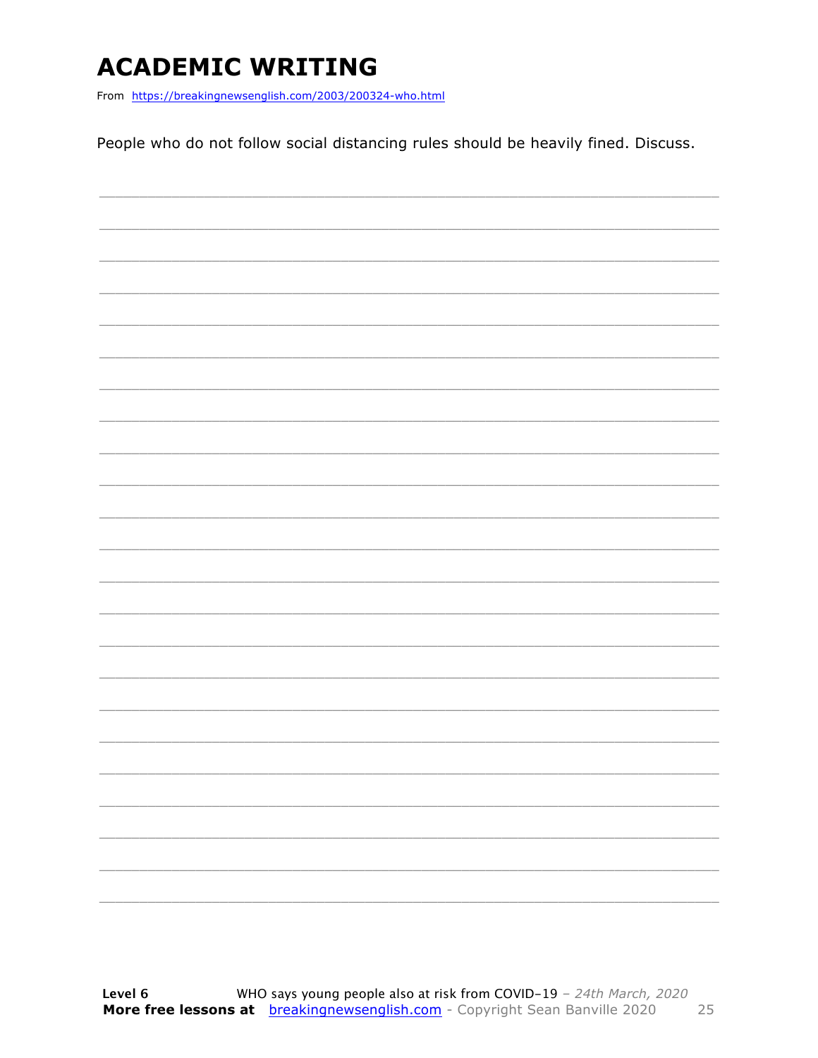# ACADEMIC WRITING

From https://breakingnewsenglish.com/2003/200324-who.html

People who do not follow social distancing rules should be heavily fined. Discuss.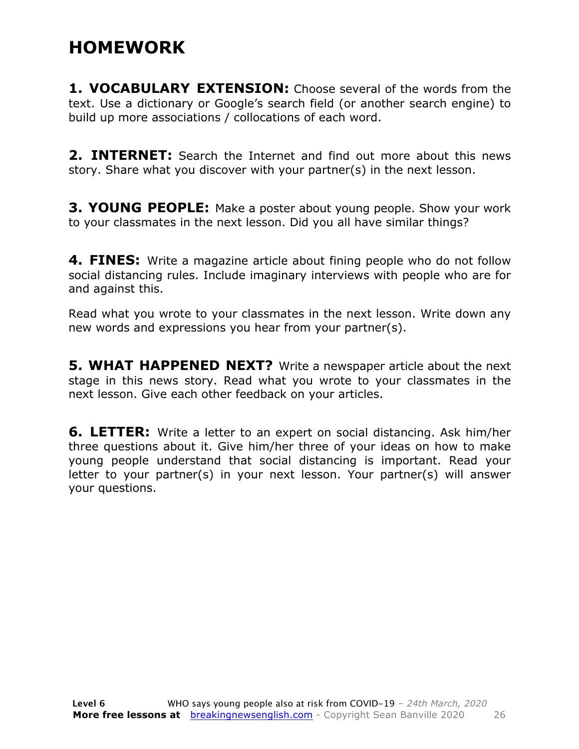# HOMEWORK

**1. VOCABULARY EXTENSION:** Choose several of the words from the text. Use a dictionary or Google's search field (or another search engine) to build up more associations / collocations of each word.

**2. INTERNET:** Search the Internet and find out more about this news story. Share what you discover with your partner(s) in the next lesson.

**3. YOUNG PEOPLE:** Make a poster about young people. Show your work to your classmates in the next lesson. Did you all have similar things?

**4. FINES:** Write a magazine article about fining people who do not follow social distancing rules. Include imaginary interviews with people who are for and against this.

Read what you wrote to your classmates in the next lesson. Write down any new words and expressions you hear from your partner(s).

**5. WHAT HAPPENED NEXT?** Write a newspaper article about the next stage in this news story. Read what you wrote to your classmates in the next lesson. Give each other feedback on your articles.

**6. LETTER:** Write a letter to an expert on social distancing. Ask him/her three questions about it. Give him/her three of your ideas on how to make young people understand that social distancing is important. Read your letter to your partner(s) in your next lesson. Your partner(s) will answer your questions.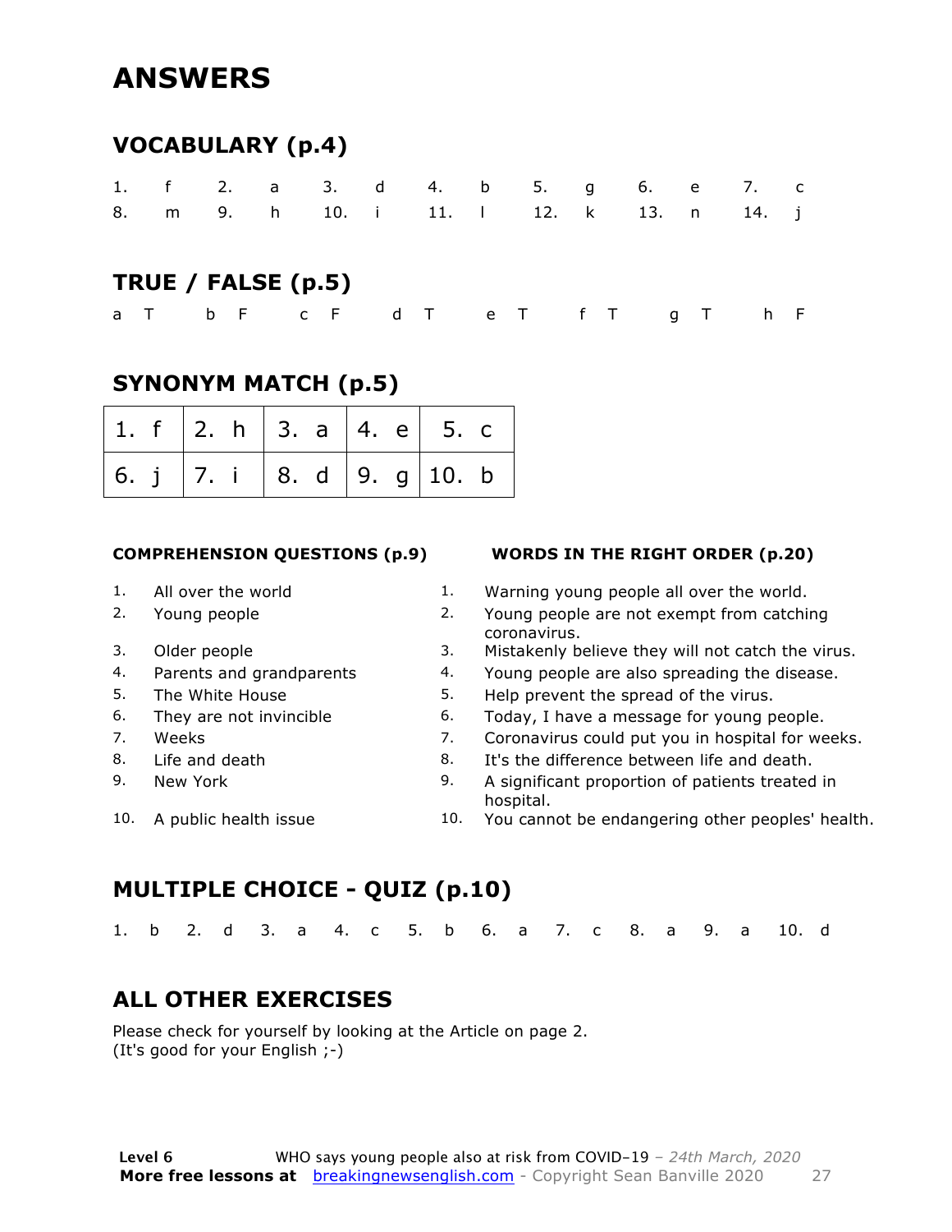# ANSWERS

## VOCABULARY (p.4)

| | | | | | | |
|---|---|---|---|---|---|---|
| 1. f | 2. a | 3. d | 4. b | 5. g | 6. e | 7. c |
| 8. m | 9. h | 10. i | 11. l | 12. k | 13. n | 14. j |

## TRUE / FALSE (p.5)

a T  b F  c F  d T  e T  f T  g T  h F

## SYNONYM MATCH (p.5)

| | | | | |
|---|---|---|---|---|
| 1. f | 2. h | 3. a | 4. e | 5. c |
| 6. j | 7. i | 8. d | 9. g | 10. b |

**COMPREHENSION QUESTIONS (p.9)**

1. All over the world
2. Young people
3. Older people
4. Parents and grandparents
5. The White House
6. They are not invincible
7. Weeks
8. Life and death
9. New York
10. A public health issue

**WORDS IN THE RIGHT ORDER (p.20)**

1. Warning young people all over the world.
2. Young people are not exempt from catching coronavirus.
3. Mistakenly believe they will not catch the virus.
4. Young people are also spreading the disease.
5. Help prevent the spread of the virus.
6. Today, I have a message for young people.
7. Coronavirus could put you in hospital for weeks.
8. It's the difference between life and death.
9. A significant proportion of patients treated in hospital.
10. You cannot be endangering other peoples' health.

## MULTIPLE CHOICE - QUIZ (p.10)

1. b  2. d  3. a  4. c  5. b  6. a  7. c  8. a  9. a  10. d

## ALL OTHER EXERCISES

Please check for yourself by looking at the Article on page 2.
(It's good for your English ;-)